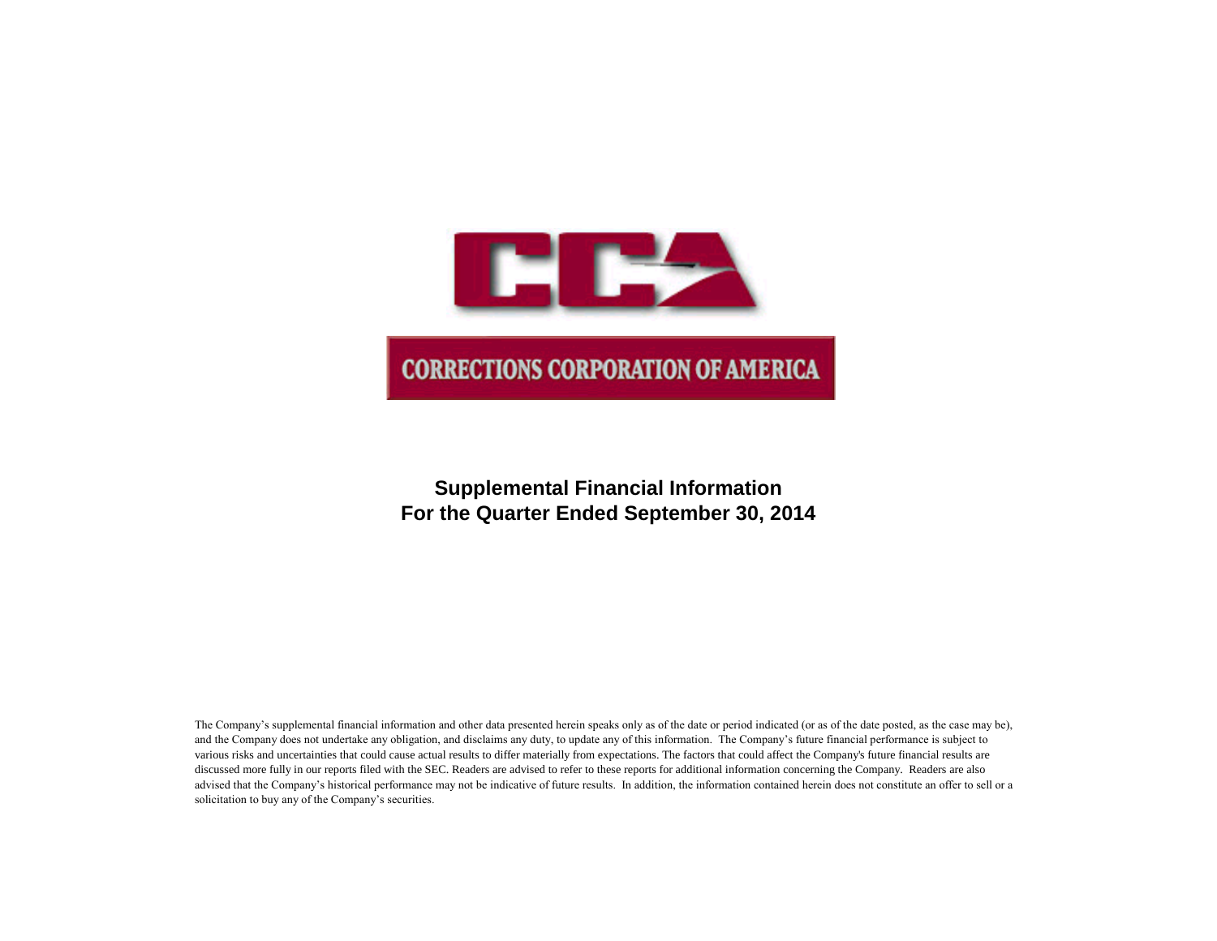CCA

CORRECTIONS CORPORATION OF AMERICA

# Supplemental Financial Information
# For the Quarter Ended September 30, 2014

The Company's supplemental financial information and other data presented herein speaks only as of the date or period indicated (or as of the date posted, as the case may be), and the Company does not undertake any obligation, and disclaims any duty, to update any of this information. The Company's future financial performance is subject to various risks and uncertainties that could cause actual results to differ materially from expectations. The factors that could affect the Company's future financial results are discussed more fully in our reports filed with the SEC. Readers are advised to refer to these reports for additional information concerning the Company. Readers are also advised that the Company's historical performance may not be indicative of future results. In addition, the information contained herein does not constitute an offer to sell or a solicitation to buy any of the Company's securities.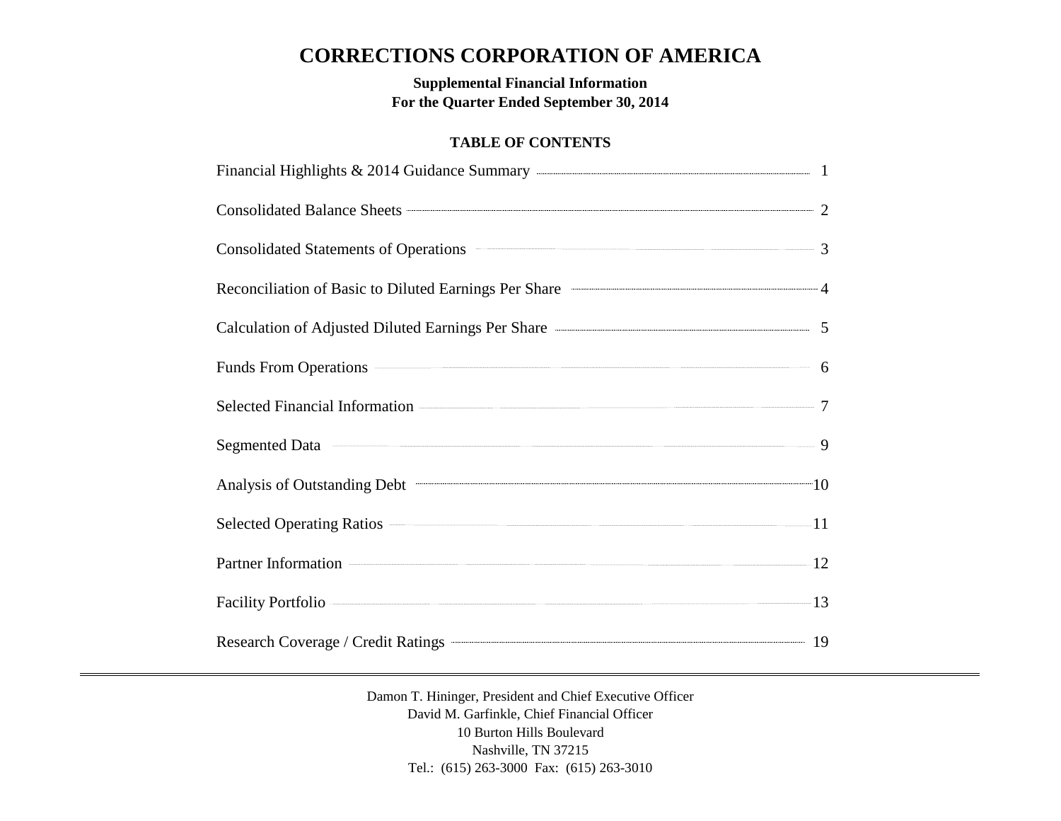# CORRECTIONS CORPORATION OF AMERICA

**Supplemental Financial Information**
**For the Quarter Ended September 30, 2014**

## TABLE OF CONTENTS

| Section | Page |
|---|---|
| Financial Highlights & 2014 Guidance Summary | 1 |
| Consolidated Balance Sheets | 2 |
| Consolidated Statements of Operations | 3 |
| Reconciliation of Basic to Diluted Earnings Per Share | 4 |
| Calculation of Adjusted Diluted Earnings Per Share | 5 |
| Funds From Operations | 6 |
| Selected Financial Information | 7 |
| Segmented Data | 9 |
| Analysis of Outstanding Debt | 10 |
| Selected Operating Ratios | 11 |
| Partner Information | 12 |
| Facility Portfolio | 13 |
| Research Coverage / Credit Ratings | 19 |

---

Damon T. Hininger, President and Chief Executive Officer
David M. Garfinkle, Chief Financial Officer
10 Burton Hills Boulevard
Nashville, TN 37215
Tel.: (615) 263-3000 Fax: (615) 263-3010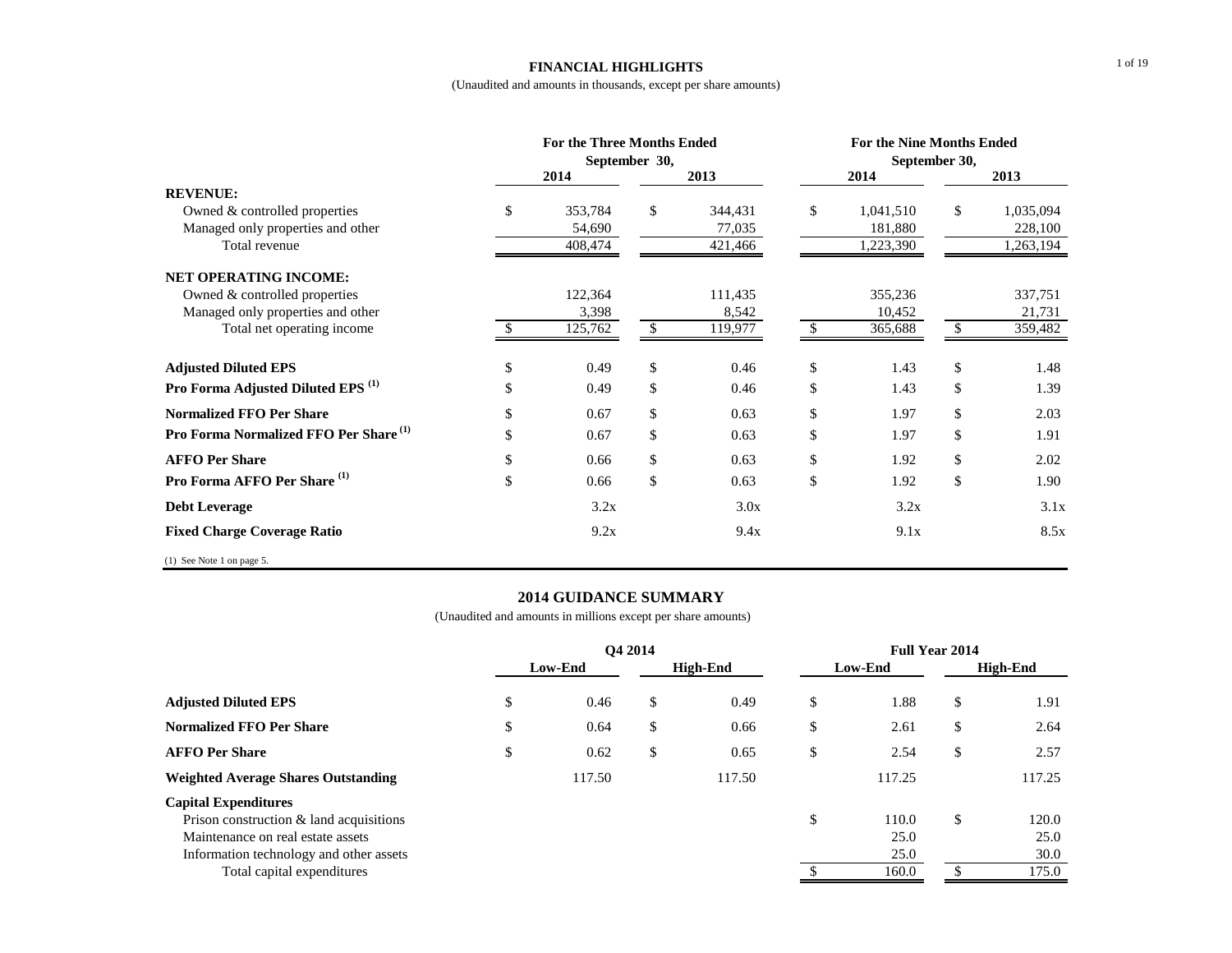## FINANCIAL HIGHLIGHTS

(Unaudited and amounts in thousands, except per share amounts)

| | For the Three Months Ended September 30, | | For the Nine Months Ended September 30, | |
|---|---|---|---|---|
| | 2014 | 2013 | 2014 | 2013 |
| **REVENUE:** | | | | |
| Owned & controlled properties | $ 353,784 | $ 344,431 | $ 1,041,510 | $ 1,035,094 |
| Managed only properties and other | 54,690 | 77,035 | 181,880 | 228,100 |
| Total revenue | 408,474 | 421,466 | 1,223,390 | 1,263,194 |
| **NET OPERATING INCOME:** | | | | |
| Owned & controlled properties | 122,364 | 111,435 | 355,236 | 337,751 |
| Managed only properties and other | 3,398 | 8,542 | 10,452 | 21,731 |
| Total net operating income | $ 125,762 | $ 119,977 | $ 365,688 | $ 359,482 |
| **Adjusted Diluted EPS** | $ 0.49 | $ 0.46 | $ 1.43 | $ 1.48 |
| **Pro Forma Adjusted Diluted EPS (1)** | $ 0.49 | $ 0.46 | $ 1.43 | $ 1.39 |
| **Normalized FFO Per Share** | $ 0.67 | $ 0.63 | $ 1.97 | $ 2.03 |
| **Pro Forma Normalized FFO Per Share (1)** | $ 0.67 | $ 0.63 | $ 1.97 | $ 1.91 |
| **AFFO Per Share** | $ 0.66 | $ 0.63 | $ 1.92 | $ 2.02 |
| **Pro Forma AFFO Per Share (1)** | $ 0.66 | $ 0.63 | $ 1.92 | $ 1.90 |
| **Debt Leverage** | 3.2x | 3.0x | 3.2x | 3.1x |
| **Fixed Charge Coverage Ratio** | 9.2x | 9.4x | 9.1x | 8.5x |

(1) See Note 1 on page 5.

## 2014 GUIDANCE SUMMARY

(Unaudited and amounts in millions except per share amounts)

| | Q4 2014 | | Full Year 2014 | |
|---|---|---|---|---|
| | Low-End | High-End | Low-End | High-End |
| **Adjusted Diluted EPS** | $ 0.46 | $ 0.49 | $ 1.88 | $ 1.91 |
| **Normalized FFO Per Share** | $ 0.64 | $ 0.66 | $ 2.61 | $ 2.64 |
| **AFFO Per Share** | $ 0.62 | $ 0.65 | $ 2.54 | $ 2.57 |
| **Weighted Average Shares Outstanding** | 117.50 | 117.50 | 117.25 | 117.25 |
| **Capital Expenditures** | | | | |
| Prison construction & land acquisitions | | | $ 110.0 | $ 120.0 |
| Maintenance on real estate assets | | | 25.0 | 25.0 |
| Information technology and other assets | | | 25.0 | 30.0 |
| Total capital expenditures | | | $ 160.0 | $ 175.0 |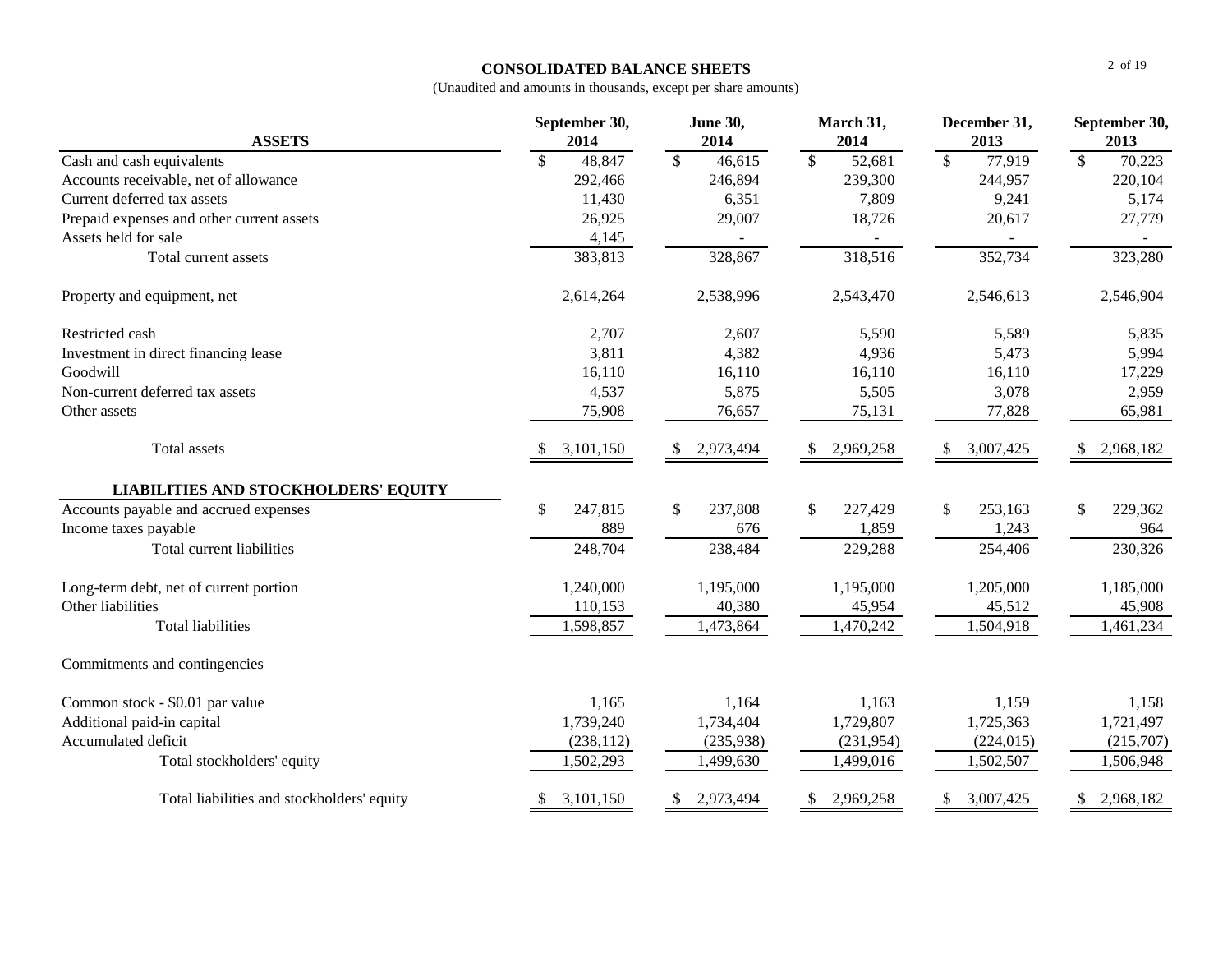# CONSOLIDATED BALANCE SHEETS

(Unaudited and amounts in thousands, except per share amounts)

| ASSETS | September 30, 2014 | June 30, 2014 | March 31, 2014 | December 31, 2013 | September 30, 2013 |
|---|---|---|---|---|---|
| Cash and cash equivalents | $ 48,847 | $ 46,615 | $ 52,681 | $ 77,919 | $ 70,223 |
| Accounts receivable, net of allowance | 292,466 | 246,894 | 239,300 | 244,957 | 220,104 |
| Current deferred tax assets | 11,430 | 6,351 | 7,809 | 9,241 | 5,174 |
| Prepaid expenses and other current assets | 26,925 | 29,007 | 18,726 | 20,617 | 27,779 |
| Assets held for sale | 4,145 | - | - | - | - |
| Total current assets | 383,813 | 328,867 | 318,516 | 352,734 | 323,280 |
| Property and equipment, net | 2,614,264 | 2,538,996 | 2,543,470 | 2,546,613 | 2,546,904 |
| Restricted cash | 2,707 | 2,607 | 5,590 | 5,589 | 5,835 |
| Investment in direct financing lease | 3,811 | 4,382 | 4,936 | 5,473 | 5,994 |
| Goodwill | 16,110 | 16,110 | 16,110 | 16,110 | 17,229 |
| Non-current deferred tax assets | 4,537 | 5,875 | 5,505 | 3,078 | 2,959 |
| Other assets | 75,908 | 76,657 | 75,131 | 77,828 | 65,981 |
| Total assets | $ 3,101,150 | $ 2,973,494 | $ 2,969,258 | $ 3,007,425 | $ 2,968,182 |
| **LIABILITIES AND STOCKHOLDERS' EQUITY** | | | | | |
| Accounts payable and accrued expenses | $ 247,815 | $ 237,808 | $ 227,429 | $ 253,163 | $ 229,362 |
| Income taxes payable | 889 | 676 | 1,859 | 1,243 | 964 |
| Total current liabilities | 248,704 | 238,484 | 229,288 | 254,406 | 230,326 |
| Long-term debt, net of current portion | 1,240,000 | 1,195,000 | 1,195,000 | 1,205,000 | 1,185,000 |
| Other liabilities | 110,153 | 40,380 | 45,954 | 45,512 | 45,908 |
| Total liabilities | 1,598,857 | 1,473,864 | 1,470,242 | 1,504,918 | 1,461,234 |
| Commitments and contingencies | | | | | |
| Common stock - $0.01 par value | 1,165 | 1,164 | 1,163 | 1,159 | 1,158 |
| Additional paid-in capital | 1,739,240 | 1,734,404 | 1,729,807 | 1,725,363 | 1,721,497 |
| Accumulated deficit | (238,112) | (235,938) | (231,954) | (224,015) | (215,707) |
| Total stockholders' equity | 1,502,293 | 1,499,630 | 1,499,016 | 1,502,507 | 1,506,948 |
| Total liabilities and stockholders' equity | $ 3,101,150 | $ 2,973,494 | $ 2,969,258 | $ 3,007,425 | $ 2,968,182 |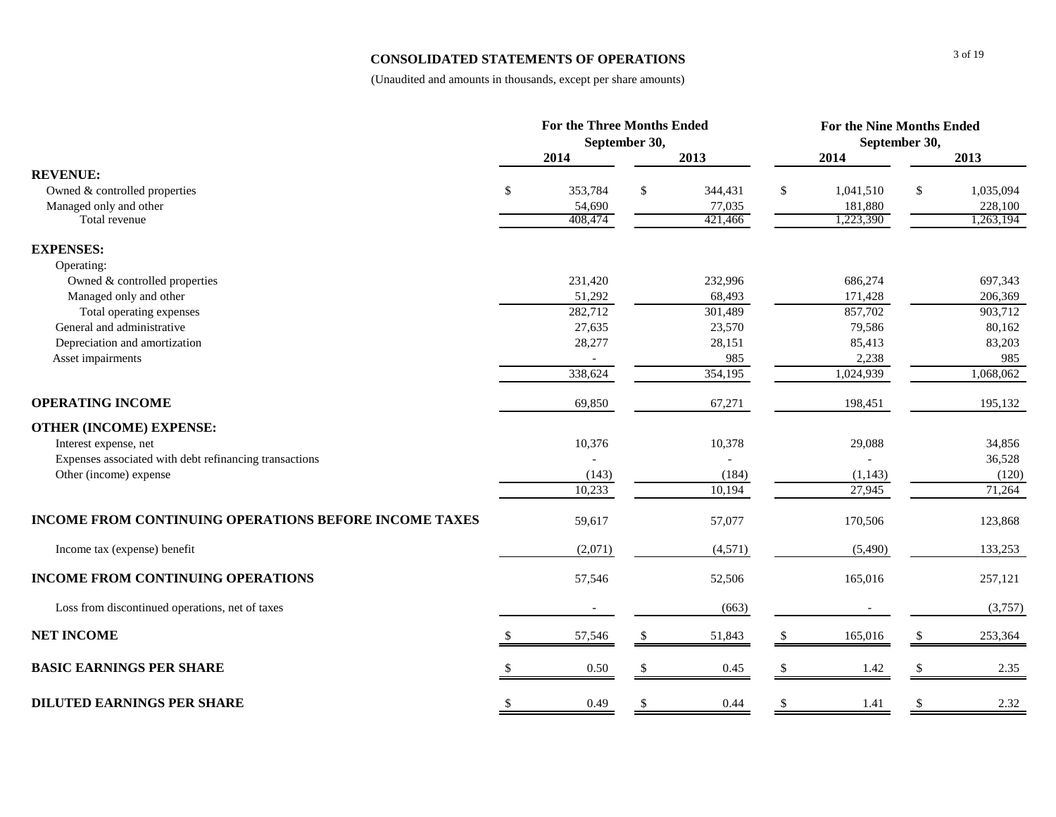## CONSOLIDATED STATEMENTS OF OPERATIONS

(Unaudited and amounts in thousands, except per share amounts)

| | For the Three Months Ended September 30, | | For the Nine Months Ended September 30, | |
|---|---|---|---|---|
| | 2014 | 2013 | 2014 | 2013 |
| **REVENUE:** | | | | |
| Owned & controlled properties | $ 353,784 | $ 344,431 | $ 1,041,510 | $ 1,035,094 |
| Managed only and other | 54,690 | 77,035 | 181,880 | 228,100 |
| Total revenue | 408,474 | 421,466 | 1,223,390 | 1,263,194 |
| **EXPENSES:** | | | | |
| Operating: | | | | |
| Owned & controlled properties | 231,420 | 232,996 | 686,274 | 697,343 |
| Managed only and other | 51,292 | 68,493 | 171,428 | 206,369 |
| Total operating expenses | 282,712 | 301,489 | 857,702 | 903,712 |
| General and administrative | 27,635 | 23,570 | 79,586 | 80,162 |
| Depreciation and amortization | 28,277 | 28,151 | 85,413 | 83,203 |
| Asset impairments | - | 985 | 2,238 | 985 |
| | 338,624 | 354,195 | 1,024,939 | 1,068,062 |
| **OPERATING INCOME** | 69,850 | 67,271 | 198,451 | 195,132 |
| **OTHER (INCOME) EXPENSE:** | | | | |
| Interest expense, net | 10,376 | 10,378 | 29,088 | 34,856 |
| Expenses associated with debt refinancing transactions | - | - | - | 36,528 |
| Other (income) expense | (143) | (184) | (1,143) | (120) |
| | 10,233 | 10,194 | 27,945 | 71,264 |
| **INCOME FROM CONTINUING OPERATIONS BEFORE INCOME TAXES** | 59,617 | 57,077 | 170,506 | 123,868 |
| Income tax (expense) benefit | (2,071) | (4,571) | (5,490) | 133,253 |
| **INCOME FROM CONTINUING OPERATIONS** | 57,546 | 52,506 | 165,016 | 257,121 |
| Loss from discontinued operations, net of taxes | - | (663) | - | (3,757) |
| **NET INCOME** | $ 57,546 | $ 51,843 | $ 165,016 | $ 253,364 |
| **BASIC EARNINGS PER SHARE** | $ 0.50 | $ 0.45 | $ 1.42 | $ 2.35 |
| **DILUTED EARNINGS PER SHARE** | $ 0.49 | $ 0.44 | $ 1.41 | $ 2.32 |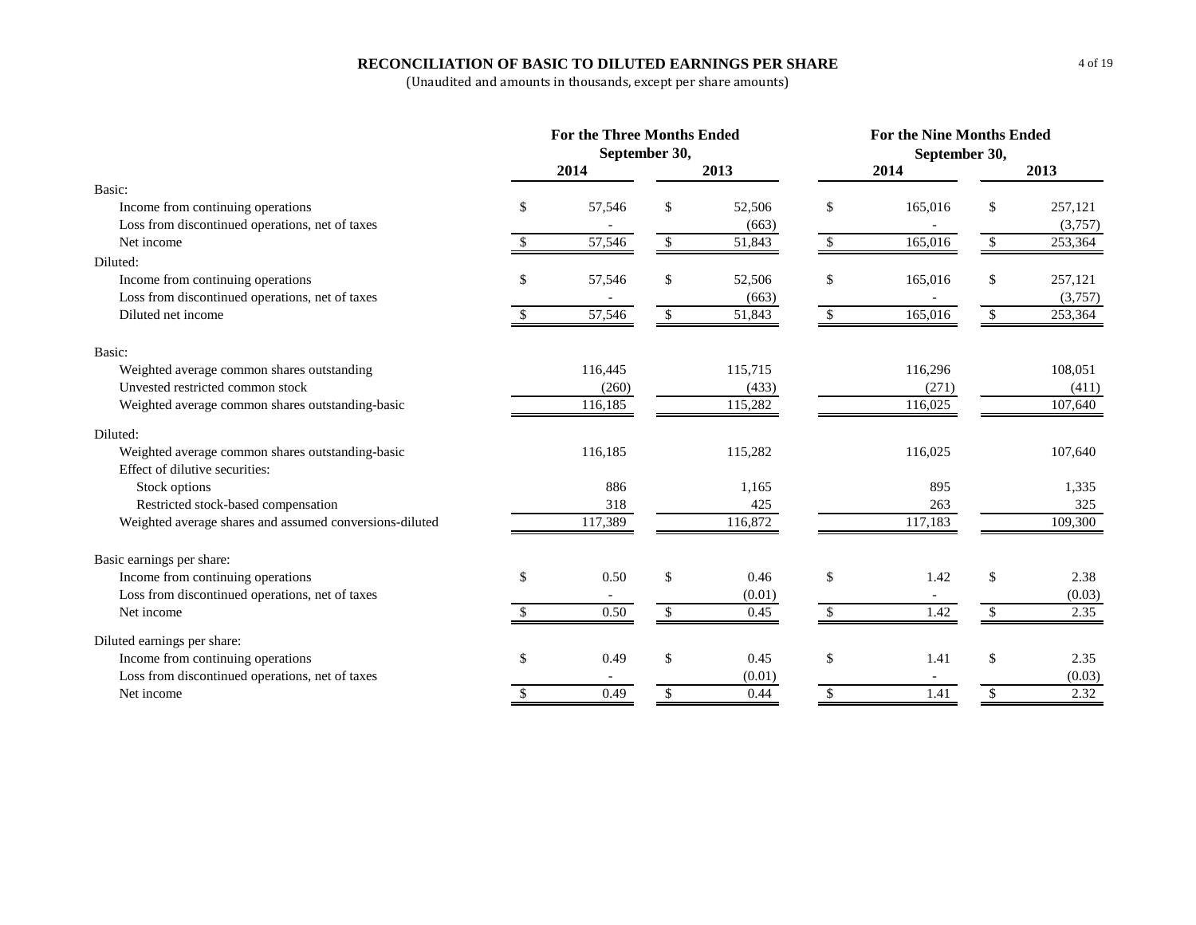# RECONCILIATION OF BASIC TO DILUTED EARNINGS PER SHARE

(Unaudited and amounts in thousands, except per share amounts)

| | For the Three Months Ended September 30, | | For the Nine Months Ended September 30, | |
|---|---|---|---|---|
| | 2014 | 2013 | 2014 | 2013 |
| **Basic:** | | | | |
| Income from continuing operations | $ 57,546 | $ 52,506 | $ 165,016 | $ 257,121 |
| Loss from discontinued operations, net of taxes | - | (663) | - | (3,757) |
| Net income | $ 57,546 | $ 51,843 | $ 165,016 | $ 253,364 |
| **Diluted:** | | | | |
| Income from continuing operations | $ 57,546 | $ 52,506 | $ 165,016 | $ 257,121 |
| Loss from discontinued operations, net of taxes | - | (663) | - | (3,757) |
| Diluted net income | $ 57,546 | $ 51,843 | $ 165,016 | $ 253,364 |
| **Basic:** | | | | |
| Weighted average common shares outstanding | 116,445 | 115,715 | 116,296 | 108,051 |
| Unvested restricted common stock | (260) | (433) | (271) | (411) |
| Weighted average common shares outstanding-basic | 116,185 | 115,282 | 116,025 | 107,640 |
| **Diluted:** | | | | |
| Weighted average common shares outstanding-basic | 116,185 | 115,282 | 116,025 | 107,640 |
| Effect of dilutive securities: | | | | |
| Stock options | 886 | 1,165 | 895 | 1,335 |
| Restricted stock-based compensation | 318 | 425 | 263 | 325 |
| Weighted average shares and assumed conversions-diluted | 117,389 | 116,872 | 117,183 | 109,300 |
| **Basic earnings per share:** | | | | |
| Income from continuing operations | $ 0.50 | $ 0.46 | $ 1.42 | $ 2.38 |
| Loss from discontinued operations, net of taxes | - | (0.01) | - | (0.03) |
| Net income | $ 0.50 | $ 0.45 | $ 1.42 | $ 2.35 |
| **Diluted earnings per share:** | | | | |
| Income from continuing operations | $ 0.49 | $ 0.45 | $ 1.41 | $ 2.35 |
| Loss from discontinued operations, net of taxes | - | (0.01) | - | (0.03) |
| Net income | $ 0.49 | $ 0.44 | $ 1.41 | $ 2.32 |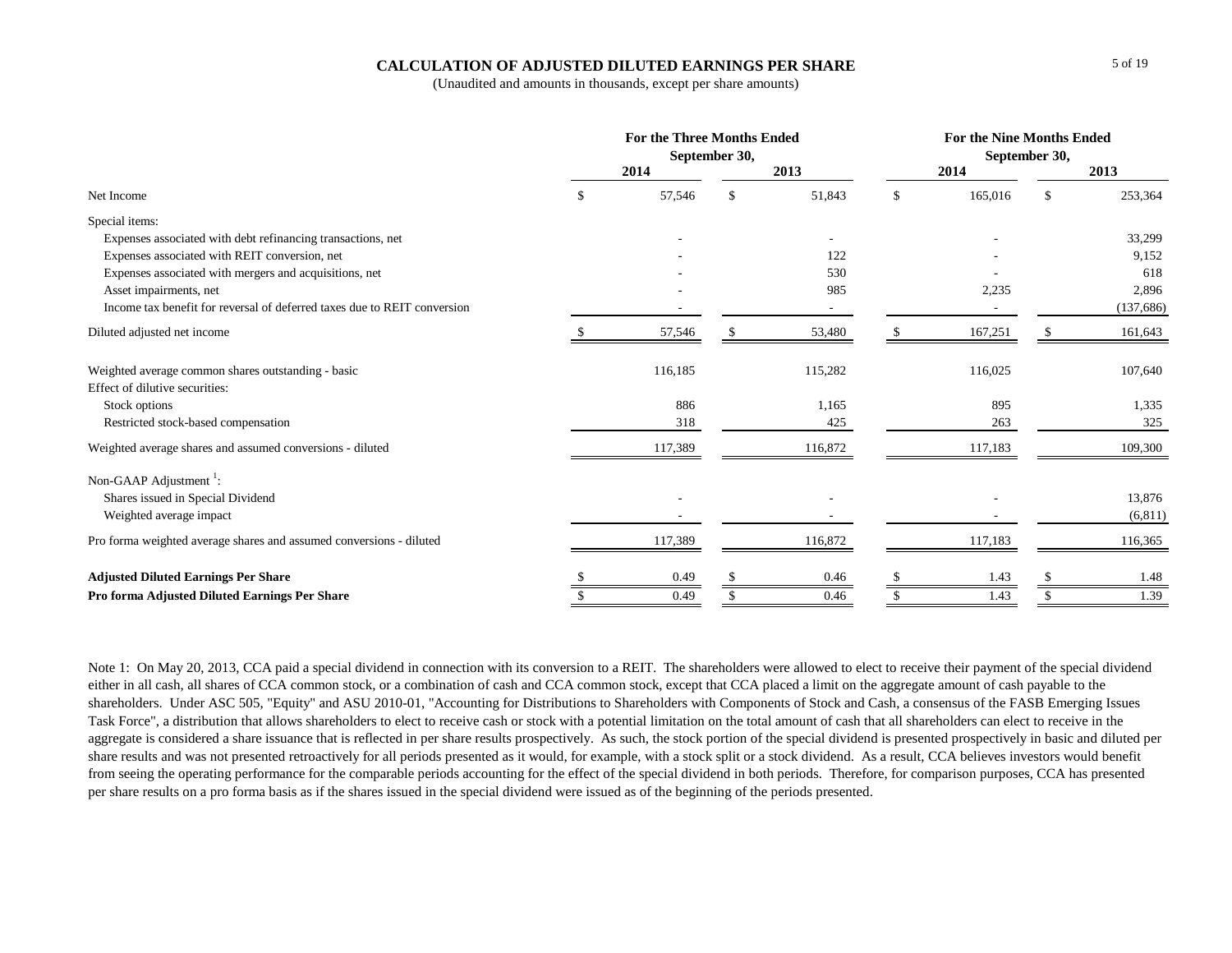# CALCULATION OF ADJUSTED DILUTED EARNINGS PER SHARE

(Unaudited and amounts in thousands, except per share amounts)

| | For the Three Months Ended September 30, | | For the Nine Months Ended September 30, | |
|---|---|---|---|---|
| | 2014 | 2013 | 2014 | 2013 |
| Net Income | $ 57,546 | $ 51,843 | $ 165,016 | $ 253,364 |
| Special items: | | | | |
| Expenses associated with debt refinancing transactions, net | - | - | - | 33,299 |
| Expenses associated with REIT conversion, net | - | 122 | - | 9,152 |
| Expenses associated with mergers and acquisitions, net | - | 530 | - | 618 |
| Asset impairments, net | - | 985 | 2,235 | 2,896 |
| Income tax benefit for reversal of deferred taxes due to REIT conversion | - | - | - | (137,686) |
| Diluted adjusted net income | $ 57,546 | $ 53,480 | $ 167,251 | $ 161,643 |
| Weighted average common shares outstanding - basic | 116,185 | 115,282 | 116,025 | 107,640 |
| Effect of dilutive securities: | | | | |
| Stock options | 886 | 1,165 | 895 | 1,335 |
| Restricted stock-based compensation | 318 | 425 | 263 | 325 |
| Weighted average shares and assumed conversions - diluted | 117,389 | 116,872 | 117,183 | 109,300 |
| Non-GAAP Adjustment [1]: | | | | |
| Shares issued in Special Dividend | - | - | - | 13,876 |
| Weighted average impact | - | - | - | (6,811) |
| Pro forma weighted average shares and assumed conversions - diluted | 117,389 | 116,872 | 117,183 | 116,365 |
| **Adjusted Diluted Earnings Per Share** | $ 0.49 | $ 0.46 | $ 1.43 | $ 1.48 |
| **Pro forma Adjusted Diluted Earnings Per Share** | $ 0.49 | $ 0.46 | $ 1.43 | $ 1.39 |

Note 1: On May 20, 2013, CCA paid a special dividend in connection with its conversion to a REIT. The shareholders were allowed to elect to receive their payment of the special dividend either in all cash, all shares of CCA common stock, or a combination of cash and CCA common stock, except that CCA placed a limit on the aggregate amount of cash payable to the shareholders. Under ASC 505, "Equity" and ASU 2010-01, "Accounting for Distributions to Shareholders with Components of Stock and Cash, a consensus of the FASB Emerging Issues Task Force", a distribution that allows shareholders to elect to receive cash or stock with a potential limitation on the total amount of cash that all shareholders can elect to receive in the aggregate is considered a share issuance that is reflected in per share results prospectively. As such, the stock portion of the special dividend is presented prospectively in basic and diluted per share results and was not presented retroactively for all periods presented as it would, for example, with a stock split or a stock dividend. As a result, CCA believes investors would benefit from seeing the operating performance for the comparable periods accounting for the effect of the special dividend in both periods. Therefore, for comparison purposes, CCA has presented per share results on a pro forma basis as if the shares issued in the special dividend were issued as of the beginning of the periods presented.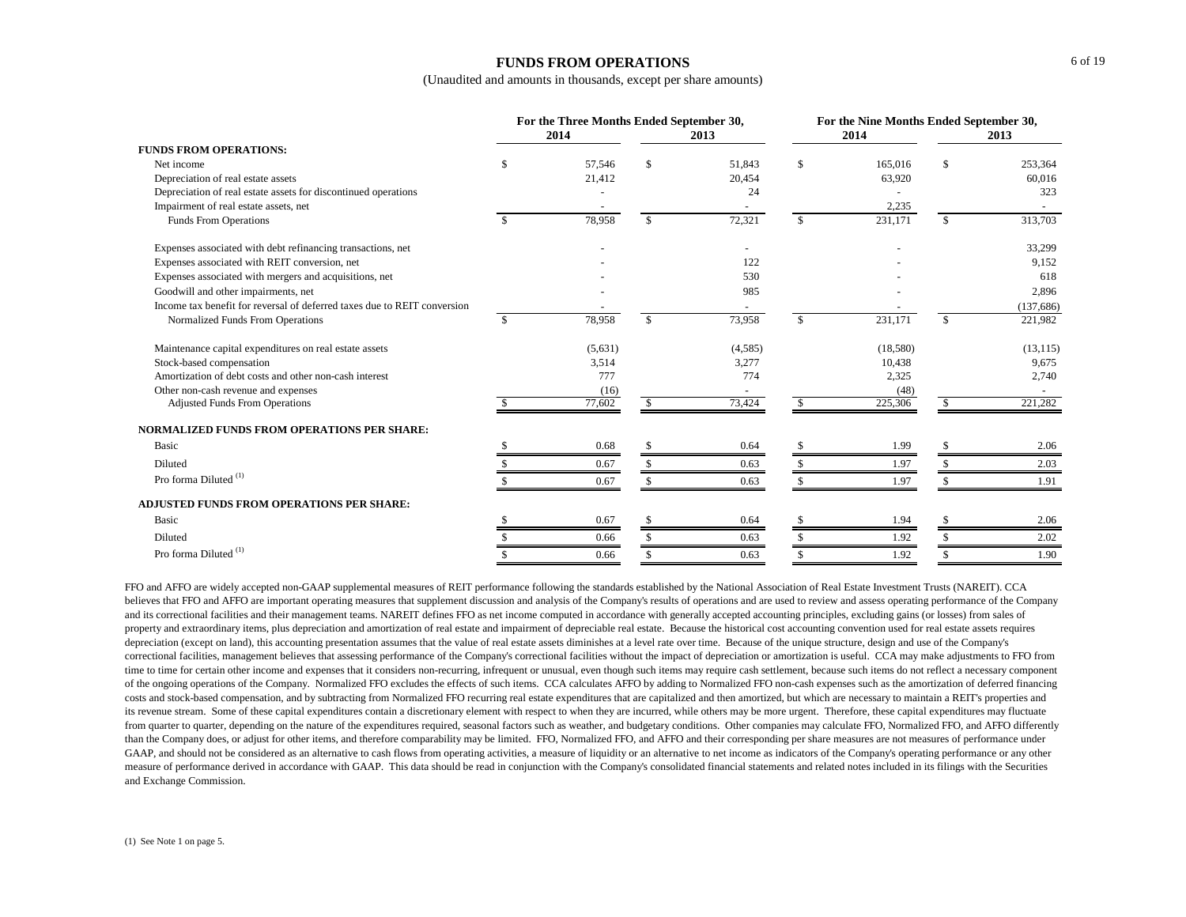# FUNDS FROM OPERATIONS

(Unaudited and amounts in thousands, except per share amounts)

| | For the Three Months Ended September 30, | | For the Nine Months Ended September 30, | |
|---|---|---|---|---|
| | 2014 | 2013 | 2014 | 2013 |
| **FUNDS FROM OPERATIONS:** | | | | |
| Net income | $ 57,546 | $ 51,843 | $ 165,016 | $ 253,364 |
| Depreciation of real estate assets | 21,412 | 20,454 | 63,920 | 60,016 |
| Depreciation of real estate assets for discontinued operations | - | 24 | - | 323 |
| Impairment of real estate assets, net | - | - | 2,235 | - |
| Funds From Operations | $ 78,958 | $ 72,321 | $ 231,171 | $ 313,703 |
| | | | | |
| Expenses associated with debt refinancing transactions, net | - | - | - | 33,299 |
| Expenses associated with REIT conversion, net | - | 122 | - | 9,152 |
| Expenses associated with mergers and acquisitions, net | - | 530 | - | 618 |
| Goodwill and other impairments, net | - | 985 | - | 2,896 |
| Income tax benefit for reversal of deferred taxes due to REIT conversion | - | - | - | (137,686) |
| Normalized Funds From Operations | $ 78,958 | $ 73,958 | $ 231,171 | $ 221,982 |
| | | | | |
| Maintenance capital expenditures on real estate assets | (5,631) | (4,585) | (18,580) | (13,115) |
| Stock-based compensation | 3,514 | 3,277 | 10,438 | 9,675 |
| Amortization of debt costs and other non-cash interest | 777 | 774 | 2,325 | 2,740 |
| Other non-cash revenue and expenses | (16) | - | (48) | - |
| Adjusted Funds From Operations | $ 77,602 | $ 73,424 | $ 225,306 | $ 221,282 |
| | | | | |
| **NORMALIZED FUNDS FROM OPERATIONS PER SHARE:** | | | | |
| Basic | $ 0.68 | $ 0.64 | $ 1.99 | $ 2.06 |
| Diluted | $ 0.67 | $ 0.63 | $ 1.97 | $ 2.03 |
| Pro forma Diluted (1) | $ 0.67 | $ 0.63 | $ 1.97 | $ 1.91 |
| | | | | |
| **ADJUSTED FUNDS FROM OPERATIONS PER SHARE:** | | | | |
| Basic | $ 0.67 | $ 0.64 | $ 1.94 | $ 2.06 |
| Diluted | $ 0.66 | $ 0.63 | $ 1.92 | $ 2.02 |
| Pro forma Diluted (1) | $ 0.66 | $ 0.63 | $ 1.92 | $ 1.90 |

FFO and AFFO are widely accepted non-GAAP supplemental measures of REIT performance following the standards established by the National Association of Real Estate Investment Trusts (NAREIT). CCA believes that FFO and AFFO are important operating measures that supplement discussion and analysis of the Company's results of operations and are used to review and assess operating performance of the Company and its correctional facilities and their management teams. NAREIT defines FFO as net income computed in accordance with generally accepted accounting principles, excluding gains (or losses) from sales of property and extraordinary items, plus depreciation and amortization of real estate and impairment of depreciable real estate. Because the historical cost accounting convention used for real estate assets requires depreciation (except on land), this accounting presentation assumes that the value of real estate assets diminishes at a level rate over time. Because of the unique structure, design and use of the Company's correctional facilities, management believes that assessing performance of the Company's correctional facilities without the impact of depreciation or amortization is useful. CCA may make adjustments to FFO from time to time for certain other income and expenses that it considers non-recurring, infrequent or unusual, even though such items may require cash settlement, because such items do not reflect a necessary component of the ongoing operations of the Company. Normalized FFO excludes the effects of such items. CCA calculates AFFO by adding to Normalized FFO non-cash expenses such as the amortization of deferred financing costs and stock-based compensation, and by subtracting from Normalized FFO recurring real estate expenditures that are capitalized and then amortized, but which are necessary to maintain a REIT's properties and its revenue stream. Some of these capital expenditures contain a discretionary element with respect to when they are incurred, while others may be more urgent. Therefore, these capital expenditures may fluctuate from quarter to quarter, depending on the nature of the expenditures required, seasonal factors such as weather, and budgetary conditions. Other companies may calculate FFO, Normalized FFO, and AFFO differently than the Company does, or adjust for other items, and therefore comparability may be limited. FFO, Normalized FFO, and AFFO and their corresponding per share measures are not measures of performance under GAAP, and should not be considered as an alternative to cash flows from operating activities, a measure of liquidity or an alternative to net income as indicators of the Company's operating performance or any other measure of performance derived in accordance with GAAP. This data should be read in conjunction with the Company's consolidated financial statements and related notes included in its filings with the Securities and Exchange Commission.

(1) See Note 1 on page 5.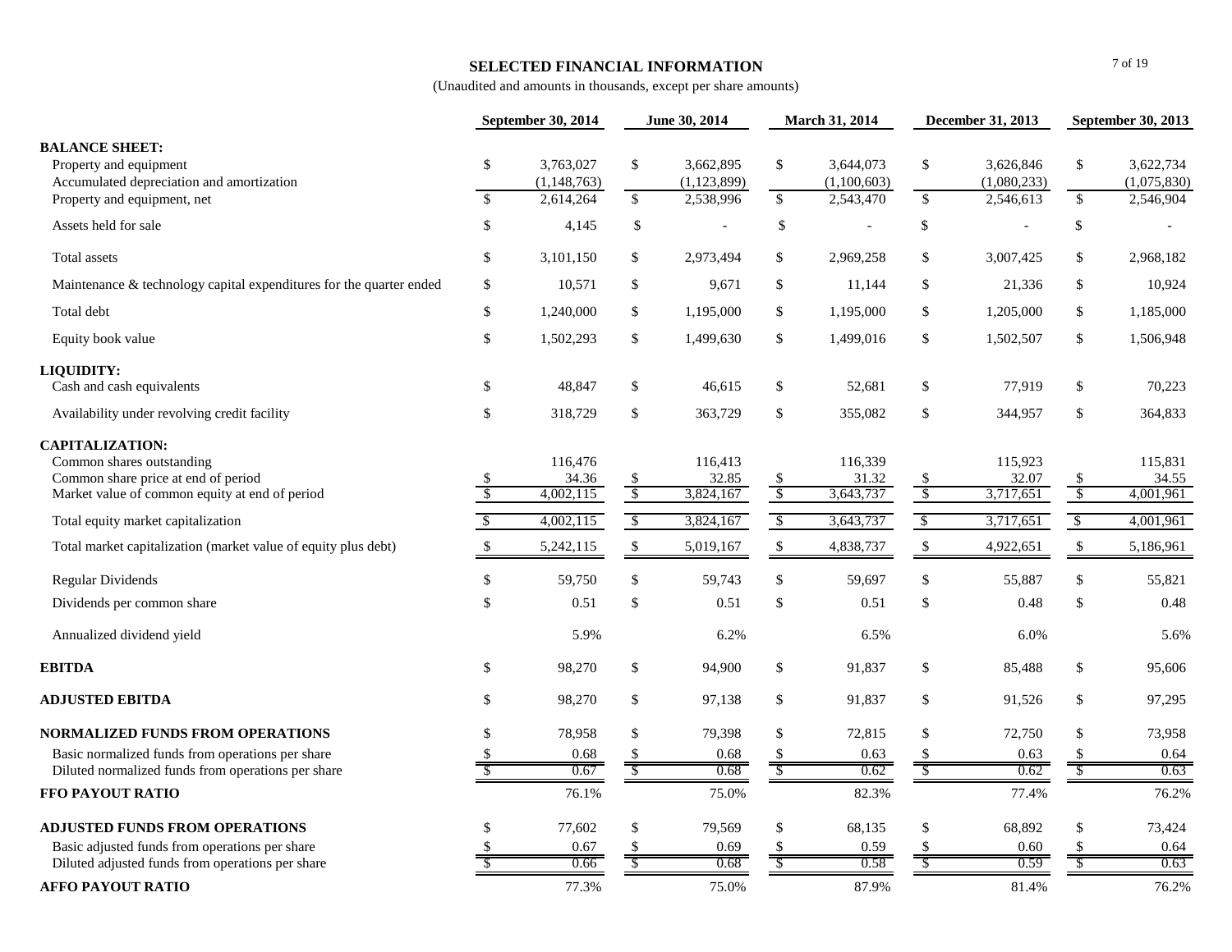# SELECTED FINANCIAL INFORMATION

(Unaudited and amounts in thousands, except per share amounts)

| | September 30, 2014 | June 30, 2014 | March 31, 2014 | December 31, 2013 | September 30, 2013 |
|---|---|---|---|---|---|
| **BALANCE SHEET:** | | | | | |
| Property and equipment | $ 3,763,027 | $ 3,662,895 | $ 3,644,073 | $ 3,626,846 | $ 3,622,734 |
| Accumulated depreciation and amortization | (1,148,763) | (1,123,899) | (1,100,603) | (1,080,233) | (1,075,830) |
| Property and equipment, net | $ 2,614,264 | $ 2,538,996 | $ 2,543,470 | $ 2,546,613 | $ 2,546,904 |
| Assets held for sale | $ 4,145 | $ - | $ - | $ - | $ - |
| Total assets | $ 3,101,150 | $ 2,973,494 | $ 2,969,258 | $ 3,007,425 | $ 2,968,182 |
| Maintenance & technology capital expenditures for the quarter ended | $ 10,571 | $ 9,671 | $ 11,144 | $ 21,336 | $ 10,924 |
| Total debt | $ 1,240,000 | $ 1,195,000 | $ 1,195,000 | $ 1,205,000 | $ 1,185,000 |
| Equity book value | $ 1,502,293 | $ 1,499,630 | $ 1,499,016 | $ 1,502,507 | $ 1,506,948 |
| **LIQUIDITY:** | | | | | |
| Cash and cash equivalents | $ 48,847 | $ 46,615 | $ 52,681 | $ 77,919 | $ 70,223 |
| Availability under revolving credit facility | $ 318,729 | $ 363,729 | $ 355,082 | $ 344,957 | $ 364,833 |
| **CAPITALIZATION:** | | | | | |
| Common shares outstanding | 116,476 | 116,413 | 116,339 | 115,923 | 115,831 |
| Common share price at end of period | $ 34.36 | $ 32.85 | $ 31.32 | $ 32.07 | $ 34.55 |
| Market value of common equity at end of period | $ 4,002,115 | $ 3,824,167 | $ 3,643,737 | $ 3,717,651 | $ 4,001,961 |
| Total equity market capitalization | $ 4,002,115 | $ 3,824,167 | $ 3,643,737 | $ 3,717,651 | $ 4,001,961 |
| Total market capitalization (market value of equity plus debt) | $ 5,242,115 | $ 5,019,167 | $ 4,838,737 | $ 4,922,651 | $ 5,186,961 |
| Regular Dividends | $ 59,750 | $ 59,743 | $ 59,697 | $ 55,887 | $ 55,821 |
| Dividends per common share | $ 0.51 | $ 0.51 | $ 0.51 | $ 0.48 | $ 0.48 |
| Annualized dividend yield | 5.9% | 6.2% | 6.5% | 6.0% | 5.6% |
| **EBITDA** | $ 98,270 | $ 94,900 | $ 91,837 | $ 85,488 | $ 95,606 |
| **ADJUSTED EBITDA** | $ 98,270 | $ 97,138 | $ 91,837 | $ 91,526 | $ 97,295 |
| **NORMALIZED FUNDS FROM OPERATIONS** | $ 78,958 | $ 79,398 | $ 72,815 | $ 72,750 | $ 73,958 |
| Basic normalized funds from operations per share | $ 0.68 | $ 0.68 | $ 0.63 | $ 0.63 | $ 0.64 |
| Diluted normalized funds from operations per share | $ 0.67 | $ 0.68 | $ 0.62 | $ 0.62 | $ 0.63 |
| **FFO PAYOUT RATIO** | 76.1% | 75.0% | 82.3% | 77.4% | 76.2% |
| **ADJUSTED FUNDS FROM OPERATIONS** | $ 77,602 | $ 79,569 | $ 68,135 | $ 68,892 | $ 73,424 |
| Basic adjusted funds from operations per share | $ 0.67 | $ 0.69 | $ 0.59 | $ 0.60 | $ 0.64 |
| Diluted adjusted funds from operations per share | $ 0.66 | $ 0.68 | $ 0.58 | $ 0.59 | $ 0.63 |
| **AFFO PAYOUT RATIO** | 77.3% | 75.0% | 87.9% | 81.4% | 76.2% |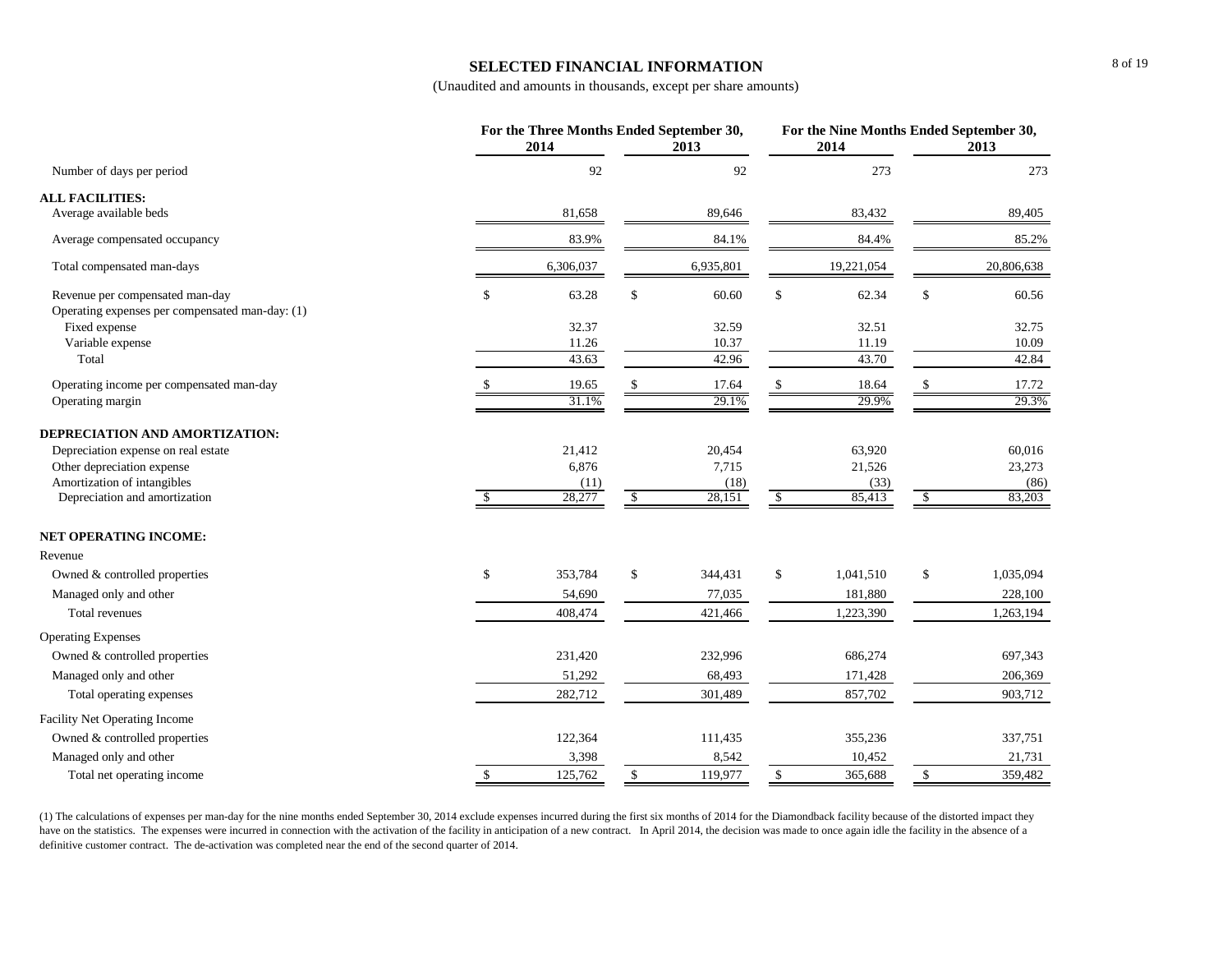# SELECTED FINANCIAL INFORMATION

(Unaudited and amounts in thousands, except per share amounts)

| | For the Three Months Ended September 30, | | For the Nine Months Ended September 30, | |
|---|---|---|---|---|
| | 2014 | 2013 | 2014 | 2013 |
| Number of days per period | 92 | 92 | 273 | 273 |
| **ALL FACILITIES:** | | | | |
| Average available beds | 81,658 | 89,646 | 83,432 | 89,405 |
| Average compensated occupancy | 83.9% | 84.1% | 84.4% | 85.2% |
| Total compensated man-days | 6,306,037 | 6,935,801 | 19,221,054 | 20,806,638 |
| Revenue per compensated man-day | $ 63.28 | $ 60.60 | $ 62.34 | $ 60.56 |
| Operating expenses per compensated man-day: (1) | | | | |
| Fixed expense | 32.37 | 32.59 | 32.51 | 32.75 |
| Variable expense | 11.26 | 10.37 | 11.19 | 10.09 |
| Total | 43.63 | 42.96 | 43.70 | 42.84 |
| Operating income per compensated man-day | $ 19.65 | $ 17.64 | $ 18.64 | $ 17.72 |
| Operating margin | 31.1% | 29.1% | 29.9% | 29.3% |
| **DEPRECIATION AND AMORTIZATION:** | | | | |
| Depreciation expense on real estate | 21,412 | 20,454 | 63,920 | 60,016 |
| Other depreciation expense | 6,876 | 7,715 | 21,526 | 23,273 |
| Amortization of intangibles | (11) | (18) | (33) | (86) |
| Depreciation and amortization | $ 28,277 | $ 28,151 | $ 85,413 | $ 83,203 |
| **NET OPERATING INCOME:** | | | | |
| Revenue | | | | |
| Owned & controlled properties | $ 353,784 | $ 344,431 | $ 1,041,510 | $ 1,035,094 |
| Managed only and other | 54,690 | 77,035 | 181,880 | 228,100 |
| Total revenues | 408,474 | 421,466 | 1,223,390 | 1,263,194 |
| Operating Expenses | | | | |
| Owned & controlled properties | 231,420 | 232,996 | 686,274 | 697,343 |
| Managed only and other | 51,292 | 68,493 | 171,428 | 206,369 |
| Total operating expenses | 282,712 | 301,489 | 857,702 | 903,712 |
| Facility Net Operating Income | | | | |
| Owned & controlled properties | 122,364 | 111,435 | 355,236 | 337,751 |
| Managed only and other | 3,398 | 8,542 | 10,452 | 21,731 |
| Total net operating income | $ 125,762 | $ 119,977 | $ 365,688 | $ 359,482 |

(1) The calculations of expenses per man-day for the nine months ended September 30, 2014 exclude expenses incurred during the first six months of 2014 for the Diamondback facility because of the distorted impact they have on the statistics. The expenses were incurred in connection with the activation of the facility in anticipation of a new contract. In April 2014, the decision was made to once again idle the facility in the absence of a definitive customer contract. The de-activation was completed near the end of the second quarter of 2014.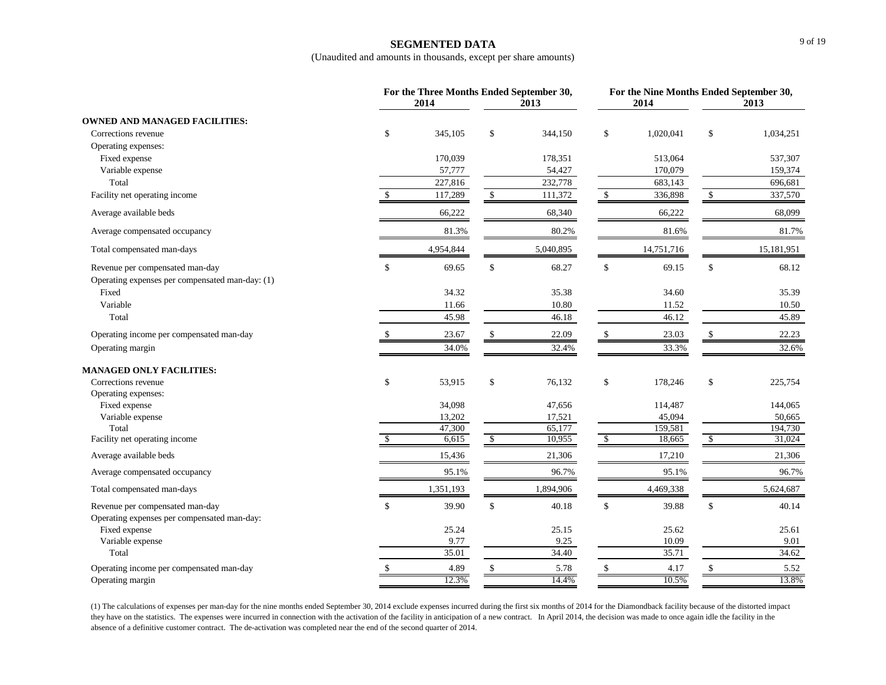## SEGMENTED DATA

(Unaudited and amounts in thousands, except per share amounts)

| | For the Three Months Ended September 30, | | For the Nine Months Ended September 30, | |
|---|---|---|---|---|
| | 2014 | 2013 | 2014 | 2013 |
| **OWNED AND MANAGED FACILITIES:** | | | | |
| Corrections revenue | $ 345,105 | $ 344,150 | $ 1,020,041 | $ 1,034,251 |
| Operating expenses: | | | | |
| Fixed expense | 170,039 | 178,351 | 513,064 | 537,307 |
| Variable expense | 57,777 | 54,427 | 170,079 | 159,374 |
| Total | 227,816 | 232,778 | 683,143 | 696,681 |
| Facility net operating income | $ 117,289 | $ 111,372 | $ 336,898 | $ 337,570 |
| Average available beds | 66,222 | 68,340 | 66,222 | 68,099 |
| Average compensated occupancy | 81.3% | 80.2% | 81.6% | 81.7% |
| Total compensated man-days | 4,954,844 | 5,040,895 | 14,751,716 | 15,181,951 |
| Revenue per compensated man-day | $ 69.65 | $ 68.27 | $ 69.15 | $ 68.12 |
| Operating expenses per compensated man-day: (1) | | | | |
| Fixed | 34.32 | 35.38 | 34.60 | 35.39 |
| Variable | 11.66 | 10.80 | 11.52 | 10.50 |
| Total | 45.98 | 46.18 | 46.12 | 45.89 |
| Operating income per compensated man-day | $ 23.67 | $ 22.09 | $ 23.03 | $ 22.23 |
| Operating margin | 34.0% | 32.4% | 33.3% | 32.6% |
| **MANAGED ONLY FACILITIES:** | | | | |
| Corrections revenue | $ 53,915 | $ 76,132 | $ 178,246 | $ 225,754 |
| Operating expenses: | | | | |
| Fixed expense | 34,098 | 47,656 | 114,487 | 144,065 |
| Variable expense | 13,202 | 17,521 | 45,094 | 50,665 |
| Total | 47,300 | 65,177 | 159,581 | 194,730 |
| Facility net operating income | $ 6,615 | $ 10,955 | $ 18,665 | $ 31,024 |
| Average available beds | 15,436 | 21,306 | 17,210 | 21,306 |
| Average compensated occupancy | 95.1% | 96.7% | 95.1% | 96.7% |
| Total compensated man-days | 1,351,193 | 1,894,906 | 4,469,338 | 5,624,687 |
| Revenue per compensated man-day | $ 39.90 | $ 40.18 | $ 39.88 | $ 40.14 |
| Operating expenses per compensated man-day: | | | | |
| Fixed expense | 25.24 | 25.15 | 25.62 | 25.61 |
| Variable expense | 9.77 | 9.25 | 10.09 | 9.01 |
| Total | 35.01 | 34.40 | 35.71 | 34.62 |
| Operating income per compensated man-day | $ 4.89 | $ 5.78 | $ 4.17 | $ 5.52 |
| Operating margin | 12.3% | 14.4% | 10.5% | 13.8% |

(1) The calculations of expenses per man-day for the nine months ended September 30, 2014 exclude expenses incurred during the first six months of 2014 for the Diamondback facility because of the distorted impact they have on the statistics. The expenses were incurred in connection with the activation of the facility in anticipation of a new contract. In April 2014, the decision was made to once again idle the facility in the absence of a definitive customer contract. The de-activation was completed near the end of the second quarter of 2014.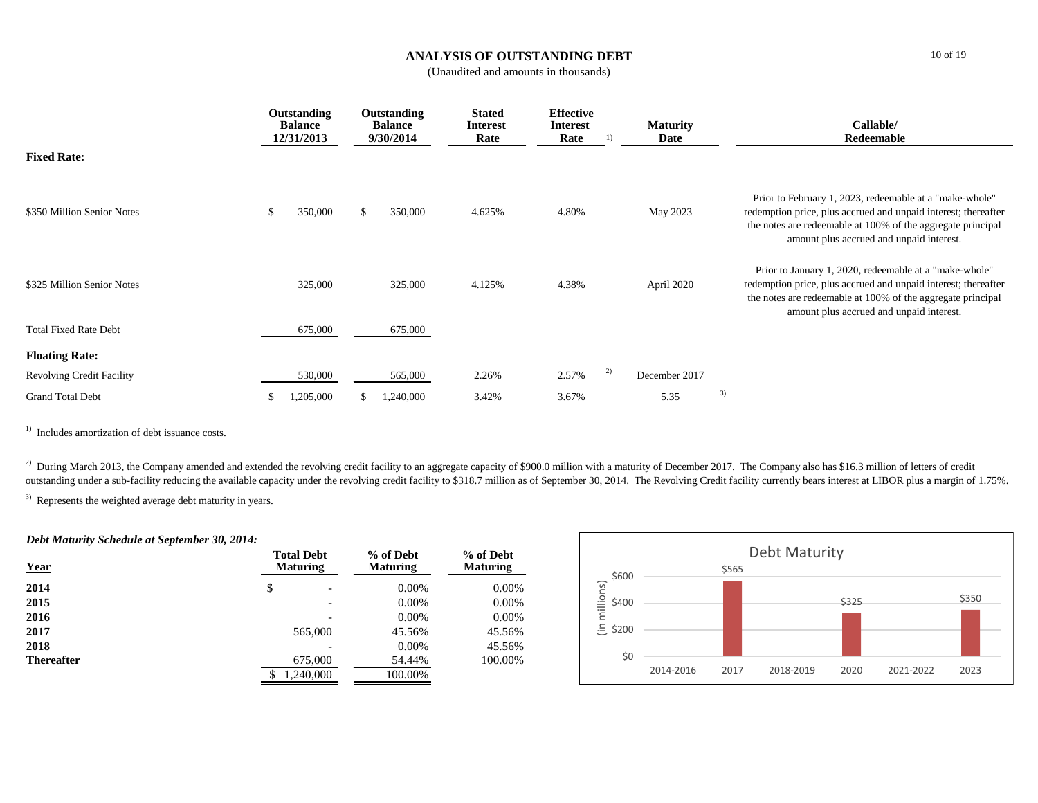## ANALYSIS OF OUTSTANDING DEBT

(Unaudited and amounts in thousands)

| | Outstanding Balance 12/31/2013 | Outstanding Balance 9/30/2014 | Stated Interest Rate | Effective Interest Rate [1] | Maturity Date | Callable/ Redeemable |
|---|---|---|---|---|---|---|
| **Fixed Rate:** | | | | | | |
| $350 Million Senior Notes | $ 350,000 | $ 350,000 | 4.625% | 4.80% | May 2023 | Prior to February 1, 2023, redeemable at a "make-whole" redemption price, plus accrued and unpaid interest; thereafter the notes are redeemable at 100% of the aggregate principal amount plus accrued and unpaid interest. |
| $325 Million Senior Notes | 325,000 | 325,000 | 4.125% | 4.38% | April 2020 | Prior to January 1, 2020, redeemable at a "make-whole" redemption price, plus accrued and unpaid interest; thereafter the notes are redeemable at 100% of the aggregate principal amount plus accrued and unpaid interest. |
| Total Fixed Rate Debt | 675,000 | 675,000 | | | | |
| **Floating Rate:** | | | | | | |
| Revolving Credit Facility | 530,000 | 565,000 | 2.26% | 2.57% [2] | December 2017 | |
| Grand Total Debt | $ 1,205,000 | $ 1,240,000 | 3.42% | 3.67% | 5.35 [3] | |

[1] Includes amortization of debt issuance costs.

[2] During March 2013, the Company amended and extended the revolving credit facility to an aggregate capacity of $900.0 million with a maturity of December 2017. The Company also has $16.3 million of letters of credit outstanding under a sub-facility reducing the available capacity under the revolving credit facility to $318.7 million as of September 30, 2014. The Revolving Credit facility currently bears interest at LIBOR plus a margin of 1.75%.

[3] Represents the weighted average debt maturity in years.

***Debt Maturity Schedule at September 30, 2014:***

| Year | Total Debt Maturing | % of Debt Maturing | % of Debt Maturing |
|---|---|---|---|
| **2014** | $ - | 0.00% | 0.00% |
| **2015** | - | 0.00% | 0.00% |
| **2016** | - | 0.00% | 0.00% |
| **2017** | 565,000 | 45.56% | 45.56% |
| **2018** | - | 0.00% | 45.56% |
| **Thereafter** | 675,000 | 54.44% | 100.00% |
| | $ 1,240,000 | 100.00% | |

**Debt Maturity**

(in millions)

| 2014-2016 | 2017 | 2018-2019 | 2020 | 2021-2022 | 2023 |
|---|---|---|---|---|---|
| | $565 | | $325 | | $350 |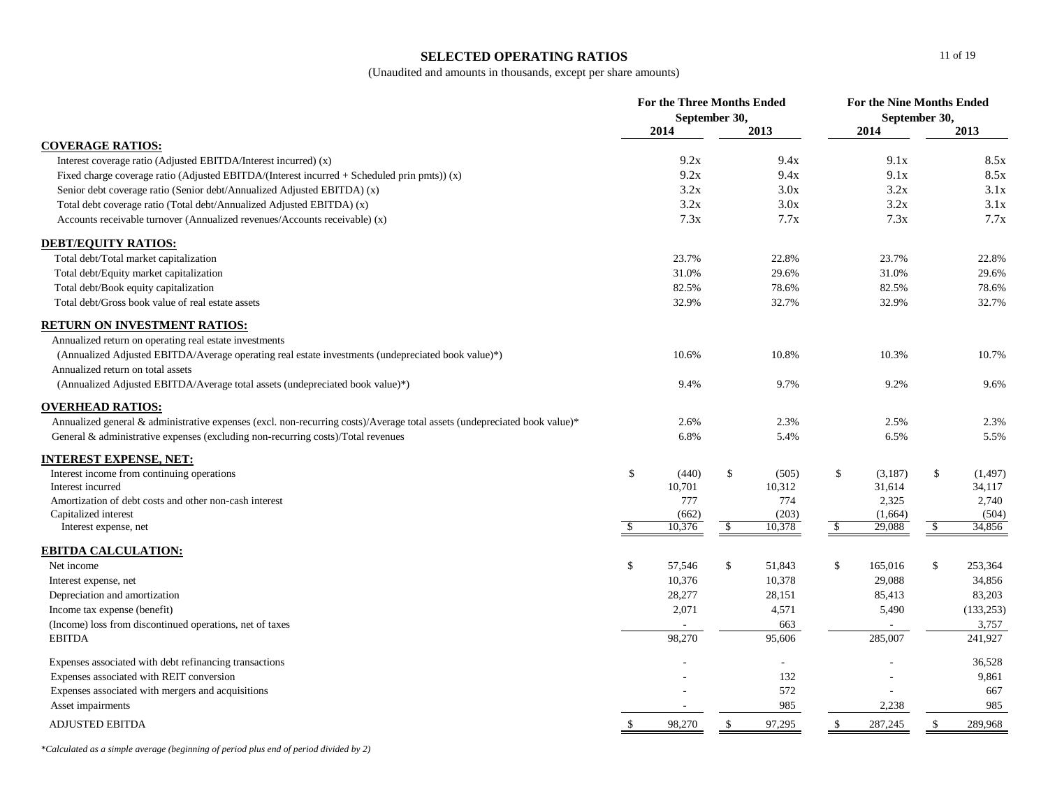# SELECTED OPERATING RATIOS

(Unaudited and amounts in thousands, except per share amounts)

| | For the Three Months Ended September 30, 2014 | For the Three Months Ended September 30, 2013 | For the Nine Months Ended September 30, 2014 | For the Nine Months Ended September 30, 2013 |
|---|---|---|---|---|
| **COVERAGE RATIOS:** | | | | |
| Interest coverage ratio (Adjusted EBITDA/Interest incurred) (x) | 9.2x | 9.4x | 9.1x | 8.5x |
| Fixed charge coverage ratio (Adjusted EBITDA/(Interest incurred + Scheduled prin pmts)) (x) | 9.2x | 9.4x | 9.1x | 8.5x |
| Senior debt coverage ratio (Senior debt/Annualized Adjusted EBITDA) (x) | 3.2x | 3.0x | 3.2x | 3.1x |
| Total debt coverage ratio (Total debt/Annualized Adjusted EBITDA) (x) | 3.2x | 3.0x | 3.2x | 3.1x |
| Accounts receivable turnover (Annualized revenues/Accounts receivable) (x) | 7.3x | 7.7x | 7.3x | 7.7x |
| **DEBT/EQUITY RATIOS:** | | | | |
| Total debt/Total market capitalization | 23.7% | 22.8% | 23.7% | 22.8% |
| Total debt/Equity market capitalization | 31.0% | 29.6% | 31.0% | 29.6% |
| Total debt/Book equity capitalization | 82.5% | 78.6% | 82.5% | 78.6% |
| Total debt/Gross book value of real estate assets | 32.9% | 32.7% | 32.9% | 32.7% |
| **RETURN ON INVESTMENT RATIOS:** | | | | |
| Annualized return on operating real estate investments (Annualized Adjusted EBITDA/Average operating real estate investments (undepreciated book value)*) | 10.6% | 10.8% | 10.3% | 10.7% |
| Annualized return on total assets (Annualized Adjusted EBITDA/Average total assets (undepreciated book value)*) | 9.4% | 9.7% | 9.2% | 9.6% |
| **OVERHEAD RATIOS:** | | | | |
| Annualized general & administrative expenses (excl. non-recurring costs)/Average total assets (undepreciated book value)* | 2.6% | 2.3% | 2.5% | 2.3% |
| General & administrative expenses (excluding non-recurring costs)/Total revenues | 6.8% | 5.4% | 6.5% | 5.5% |
| **INTEREST EXPENSE, NET:** | | | | |
| Interest income from continuing operations | $ (440) | $ (505) | $ (3,187) | $ (1,497) |
| Interest incurred | 10,701 | 10,312 | 31,614 | 34,117 |
| Amortization of debt costs and other non-cash interest | 777 | 774 | 2,325 | 2,740 |
| Capitalized interest | (662) | (203) | (1,664) | (504) |
| Interest expense, net | $ 10,376 | $ 10,378 | $ 29,088 | $ 34,856 |
| **EBITDA CALCULATION:** | | | | |
| Net income | $ 57,546 | $ 51,843 | $ 165,016 | $ 253,364 |
| Interest expense, net | 10,376 | 10,378 | 29,088 | 34,856 |
| Depreciation and amortization | 28,277 | 28,151 | 85,413 | 83,203 |
| Income tax expense (benefit) | 2,071 | 4,571 | 5,490 | (133,253) |
| (Income) loss from discontinued operations, net of taxes | - | 663 | - | 3,757 |
| EBITDA | 98,270 | 95,606 | 285,007 | 241,927 |
| Expenses associated with debt refinancing transactions | - | - | - | 36,528 |
| Expenses associated with REIT conversion | - | 132 | - | 9,861 |
| Expenses associated with mergers and acquisitions | - | 572 | - | 667 |
| Asset impairments | - | 985 | 2,238 | 985 |
| ADJUSTED EBITDA | $ 98,270 | $ 97,295 | $ 287,245 | $ 289,968 |

*\*Calculated as a simple average (beginning of period plus end of period divided by 2)*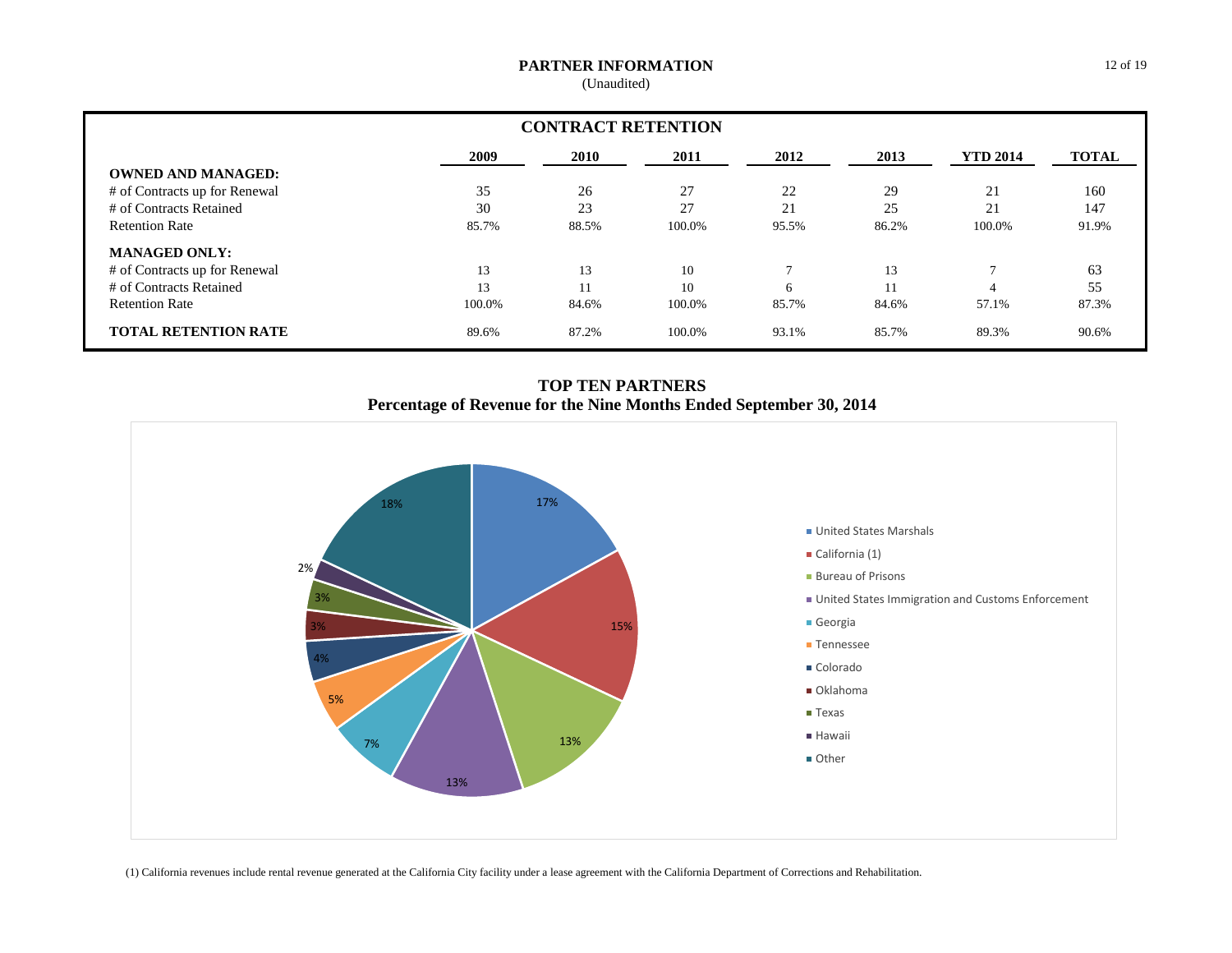# PARTNER INFORMATION

(Unaudited)

## CONTRACT RETENTION

| | 2009 | 2010 | 2011 | 2012 | 2013 | YTD 2014 | TOTAL |
|---|---|---|---|---|---|---|---|
| **OWNED AND MANAGED:** | | | | | | | |
| # of Contracts up for Renewal | 35 | 26 | 27 | 22 | 29 | 21 | 160 |
| # of Contracts Retained | 30 | 23 | 27 | 21 | 25 | 21 | 147 |
| Retention Rate | 85.7% | 88.5% | 100.0% | 95.5% | 86.2% | 100.0% | 91.9% |
| **MANAGED ONLY:** | | | | | | | |
| # of Contracts up for Renewal | 13 | 13 | 10 | 7 | 13 | 7 | 63 |
| # of Contracts Retained | 13 | 11 | 10 | 6 | 11 | 4 | 55 |
| Retention Rate | 100.0% | 84.6% | 100.0% | 85.7% | 84.6% | 57.1% | 87.3% |
| **TOTAL RETENTION RATE** | 89.6% | 87.2% | 100.0% | 93.1% | 85.7% | 89.3% | 90.6% |

## TOP TEN PARTNERS

### Percentage of Revenue for the Nine Months Ended September 30, 2014

| Partner | Percentage |
|---|---|
| United States Marshals | 17% |
| California (1) | 15% |
| Bureau of Prisons | 13% |
| United States Immigration and Customs Enforcement | 13% |
| Georgia | 7% |
| Tennessee | 5% |
| Colorado | 4% |
| Oklahoma | 3% |
| Texas | 3% |
| Hawaii | 2% |
| Other | 18% |

(1) California revenues include rental revenue generated at the California City facility under a lease agreement with the California Department of Corrections and Rehabilitation.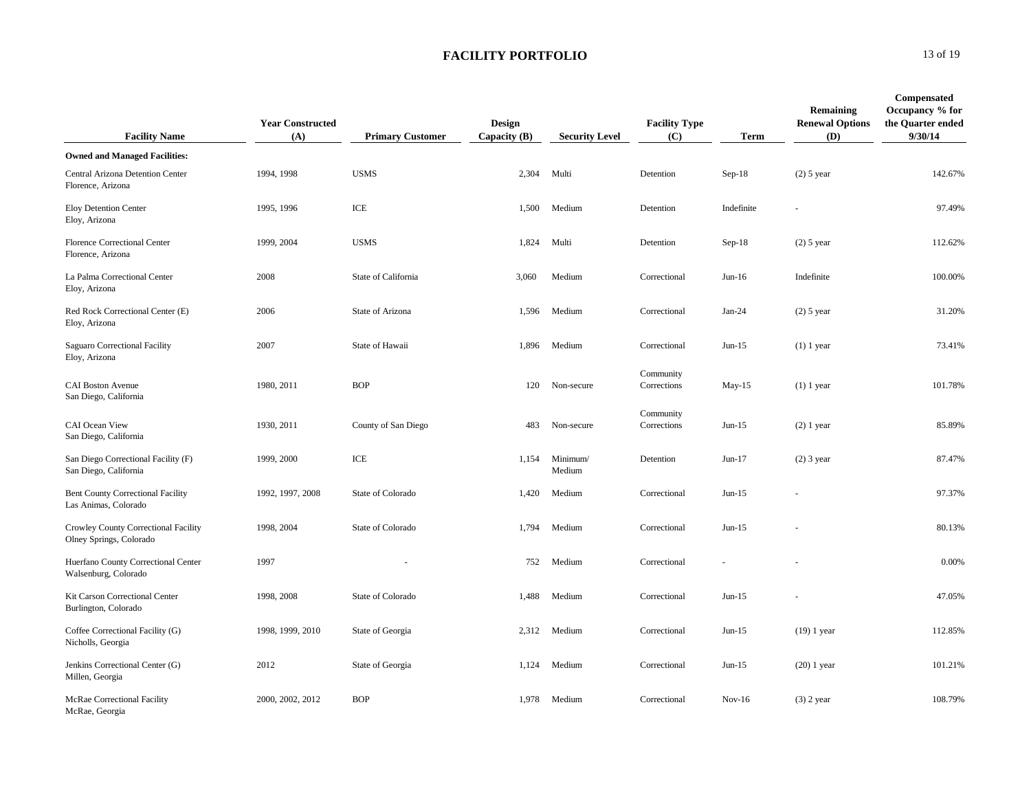# FACILITY PORTFOLIO

| Facility Name | Year Constructed (A) | Primary Customer | Design Capacity (B) | Security Level | Facility Type (C) | Term | Remaining Renewal Options (D) | Compensated Occupancy % for the Quarter ended 9/30/14 |
|---|---|---|---|---|---|---|---|---|
| **Owned and Managed Facilities:** | | | | | | | | |
| Central Arizona Detention Center<br>Florence, Arizona | 1994, 1998 | USMS | 2,304 | Multi | Detention | Sep-18 | (2) 5 year | 142.67% |
| Eloy Detention Center<br>Eloy, Arizona | 1995, 1996 | ICE | 1,500 | Medium | Detention | Indefinite | - | 97.49% |
| Florence Correctional Center<br>Florence, Arizona | 1999, 2004 | USMS | 1,824 | Multi | Detention | Sep-18 | (2) 5 year | 112.62% |
| La Palma Correctional Center<br>Eloy, Arizona | 2008 | State of California | 3,060 | Medium | Correctional | Jun-16 | Indefinite | 100.00% |
| Red Rock Correctional Center (E)<br>Eloy, Arizona | 2006 | State of Arizona | 1,596 | Medium | Correctional | Jan-24 | (2) 5 year | 31.20% |
| Saguaro Correctional Facility<br>Eloy, Arizona | 2007 | State of Hawaii | 1,896 | Medium | Correctional | Jun-15 | (1) 1 year | 73.41% |
| CAI Boston Avenue<br>San Diego, California | 1980, 2011 | BOP | 120 | Non-secure | Community Corrections | May-15 | (1) 1 year | 101.78% |
| CAI Ocean View<br>San Diego, California | 1930, 2011 | County of San Diego | 483 | Non-secure | Community Corrections | Jun-15 | (2) 1 year | 85.89% |
| San Diego Correctional Facility (F)<br>San Diego, California | 1999, 2000 | ICE | 1,154 | Minimum/ Medium | Detention | Jun-17 | (2) 3 year | 87.47% |
| Bent County Correctional Facility<br>Las Animas, Colorado | 1992, 1997, 2008 | State of Colorado | 1,420 | Medium | Correctional | Jun-15 | - | 97.37% |
| Crowley County Correctional Facility<br>Olney Springs, Colorado | 1998, 2004 | State of Colorado | 1,794 | Medium | Correctional | Jun-15 | - | 80.13% |
| Huerfano County Correctional Center<br>Walsenburg, Colorado | 1997 | - | 752 | Medium | Correctional | - | - | 0.00% |
| Kit Carson Correctional Center<br>Burlington, Colorado | 1998, 2008 | State of Colorado | 1,488 | Medium | Correctional | Jun-15 | - | 47.05% |
| Coffee Correctional Facility (G)<br>Nicholls, Georgia | 1998, 1999, 2010 | State of Georgia | 2,312 | Medium | Correctional | Jun-15 | (19) 1 year | 112.85% |
| Jenkins Correctional Center (G)<br>Millen, Georgia | 2012 | State of Georgia | 1,124 | Medium | Correctional | Jun-15 | (20) 1 year | 101.21% |
| McRae Correctional Facility<br>McRae, Georgia | 2000, 2002, 2012 | BOP | 1,978 | Medium | Correctional | Nov-16 | (3) 2 year | 108.79% |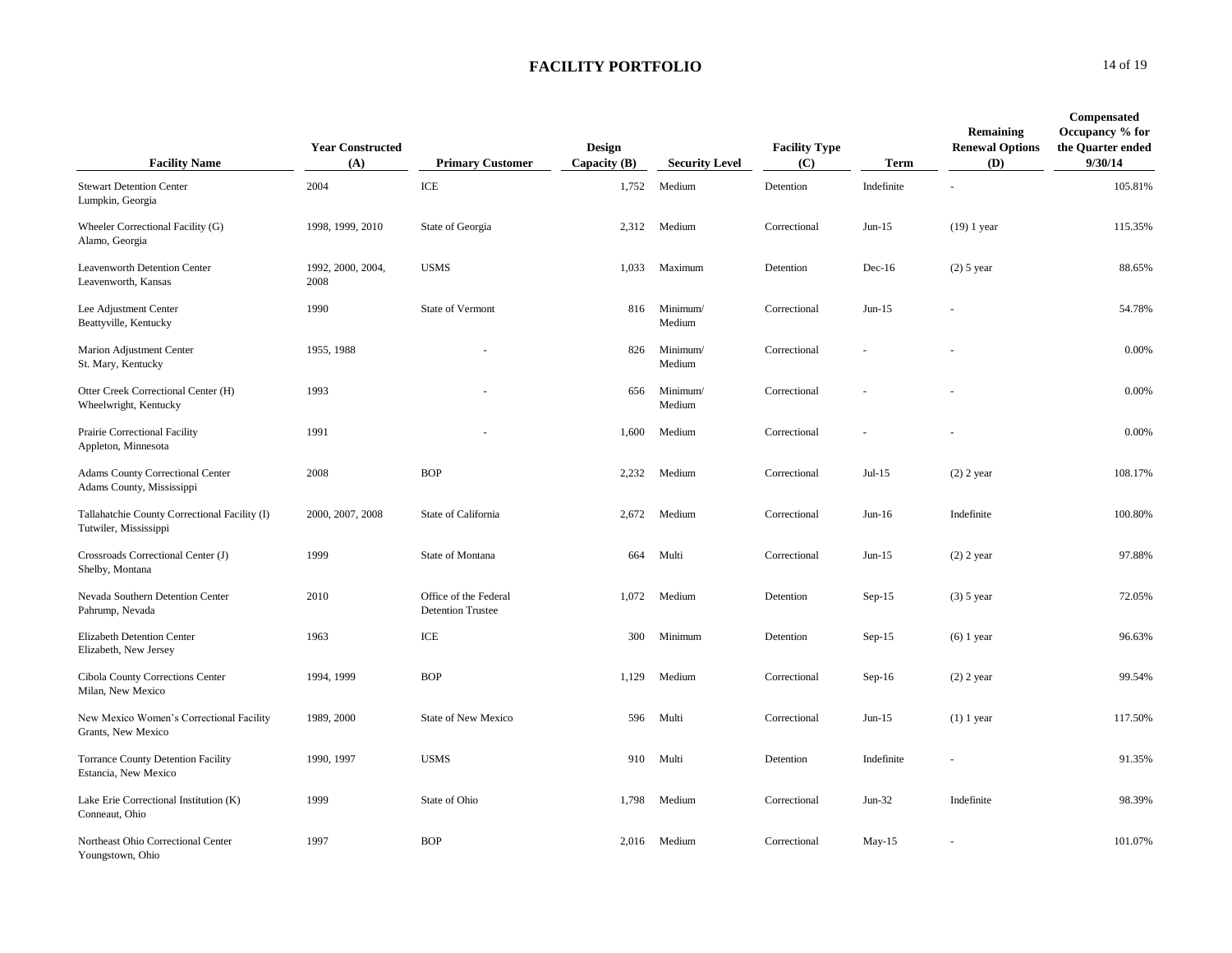# FACILITY PORTFOLIO

| Facility Name | Year Constructed (A) | Primary Customer | Design Capacity (B) | Security Level | Facility Type (C) | Term | Remaining Renewal Options (D) | Compensated Occupancy % for the Quarter ended 9/30/14 |
|---|---|---|---|---|---|---|---|---|
| Stewart Detention Center<br>Lumpkin, Georgia | 2004 | ICE | 1,752 | Medium | Detention | Indefinite | - | 105.81% |
| Wheeler Correctional Facility (G)<br>Alamo, Georgia | 1998, 1999, 2010 | State of Georgia | 2,312 | Medium | Correctional | Jun-15 | (19) 1 year | 115.35% |
| Leavenworth Detention Center<br>Leavenworth, Kansas | 1992, 2000, 2004, 2008 | USMS | 1,033 | Maximum | Detention | Dec-16 | (2) 5 year | 88.65% |
| Lee Adjustment Center<br>Beattyville, Kentucky | 1990 | State of Vermont | 816 | Minimum/ Medium | Correctional | Jun-15 | - | 54.78% |
| Marion Adjustment Center<br>St. Mary, Kentucky | 1955, 1988 | - | 826 | Minimum/ Medium | Correctional | - | - | 0.00% |
| Otter Creek Correctional Center (H)<br>Wheelwright, Kentucky | 1993 | - | 656 | Minimum/ Medium | Correctional | - | - | 0.00% |
| Prairie Correctional Facility<br>Appleton, Minnesota | 1991 | - | 1,600 | Medium | Correctional | - | - | 0.00% |
| Adams County Correctional Center<br>Adams County, Mississippi | 2008 | BOP | 2,232 | Medium | Correctional | Jul-15 | (2) 2 year | 108.17% |
| Tallahatchie County Correctional Facility (I)<br>Tutwiler, Mississippi | 2000, 2007, 2008 | State of California | 2,672 | Medium | Correctional | Jun-16 | Indefinite | 100.80% |
| Crossroads Correctional Center (J)<br>Shelby, Montana | 1999 | State of Montana | 664 | Multi | Correctional | Jun-15 | (2) 2 year | 97.88% |
| Nevada Southern Detention Center<br>Pahrump, Nevada | 2010 | Office of the Federal Detention Trustee | 1,072 | Medium | Detention | Sep-15 | (3) 5 year | 72.05% |
| Elizabeth Detention Center<br>Elizabeth, New Jersey | 1963 | ICE | 300 | Minimum | Detention | Sep-15 | (6) 1 year | 96.63% |
| Cibola County Corrections Center<br>Milan, New Mexico | 1994, 1999 | BOP | 1,129 | Medium | Correctional | Sep-16 | (2) 2 year | 99.54% |
| New Mexico Women's Correctional Facility<br>Grants, New Mexico | 1989, 2000 | State of New Mexico | 596 | Multi | Correctional | Jun-15 | (1) 1 year | 117.50% |
| Torrance County Detention Facility<br>Estancia, New Mexico | 1990, 1997 | USMS | 910 | Multi | Detention | Indefinite | - | 91.35% |
| Lake Erie Correctional Institution (K)<br>Conneaut, Ohio | 1999 | State of Ohio | 1,798 | Medium | Correctional | Jun-32 | Indefinite | 98.39% |
| Northeast Ohio Correctional Center<br>Youngstown, Ohio | 1997 | BOP | 2,016 | Medium | Correctional | May-15 | - | 101.07% |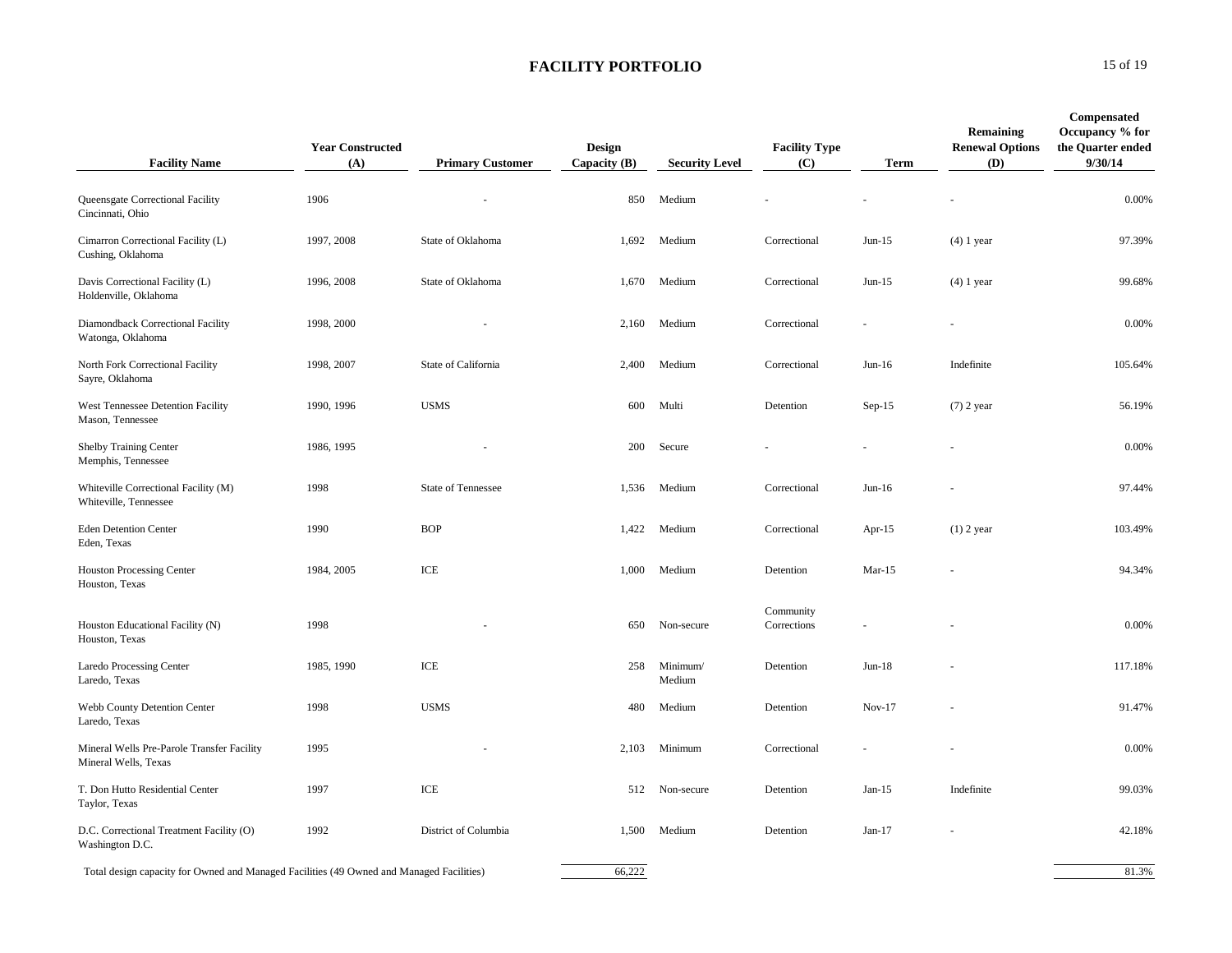## FACILITY PORTFOLIO

| Facility Name | Year Constructed (A) | Primary Customer | Design Capacity (B) | Security Level | Facility Type (C) | Term | Remaining Renewal Options (D) | Compensated Occupancy % for the Quarter ended 9/30/14 |
|---|---|---|---|---|---|---|---|---|
| Queensgate Correctional Facility<br>Cincinnati, Ohio | 1906 | - | 850 | Medium | - | - | - | 0.00% |
| Cimarron Correctional Facility (L)<br>Cushing, Oklahoma | 1997, 2008 | State of Oklahoma | 1,692 | Medium | Correctional | Jun-15 | (4) 1 year | 97.39% |
| Davis Correctional Facility (L)<br>Holdenville, Oklahoma | 1996, 2008 | State of Oklahoma | 1,670 | Medium | Correctional | Jun-15 | (4) 1 year | 99.68% |
| Diamondback Correctional Facility<br>Watonga, Oklahoma | 1998, 2000 | - | 2,160 | Medium | Correctional | - | - | 0.00% |
| North Fork Correctional Facility<br>Sayre, Oklahoma | 1998, 2007 | State of California | 2,400 | Medium | Correctional | Jun-16 | Indefinite | 105.64% |
| West Tennessee Detention Facility<br>Mason, Tennessee | 1990, 1996 | USMS | 600 | Multi | Detention | Sep-15 | (7) 2 year | 56.19% |
| Shelby Training Center<br>Memphis, Tennessee | 1986, 1995 | - | 200 | Secure | - | - | - | 0.00% |
| Whiteville Correctional Facility (M)<br>Whiteville, Tennessee | 1998 | State of Tennessee | 1,536 | Medium | Correctional | Jun-16 | - | 97.44% |
| Eden Detention Center<br>Eden, Texas | 1990 | BOP | 1,422 | Medium | Correctional | Apr-15 | (1) 2 year | 103.49% |
| Houston Processing Center<br>Houston, Texas | 1984, 2005 | ICE | 1,000 | Medium | Detention | Mar-15 | - | 94.34% |
| Houston Educational Facility (N)<br>Houston, Texas | 1998 | - | 650 | Non-secure | Community Corrections | - | - | 0.00% |
| Laredo Processing Center<br>Laredo, Texas | 1985, 1990 | ICE | 258 | Minimum/ Medium | Detention | Jun-18 | - | 117.18% |
| Webb County Detention Center<br>Laredo, Texas | 1998 | USMS | 480 | Medium | Detention | Nov-17 | - | 91.47% |
| Mineral Wells Pre-Parole Transfer Facility<br>Mineral Wells, Texas | 1995 | - | 2,103 | Minimum | Correctional | - | - | 0.00% |
| T. Don Hutto Residential Center<br>Taylor, Texas | 1997 | ICE | 512 | Non-secure | Detention | Jan-15 | Indefinite | 99.03% |
| D.C. Correctional Treatment Facility (O)<br>Washington D.C. | 1992 | District of Columbia | 1,500 | Medium | Detention | Jan-17 | - | 42.18% |
| Total design capacity for Owned and Managed Facilities (49 Owned and Managed Facilities) | | | 66,222 | | | | | 81.3% |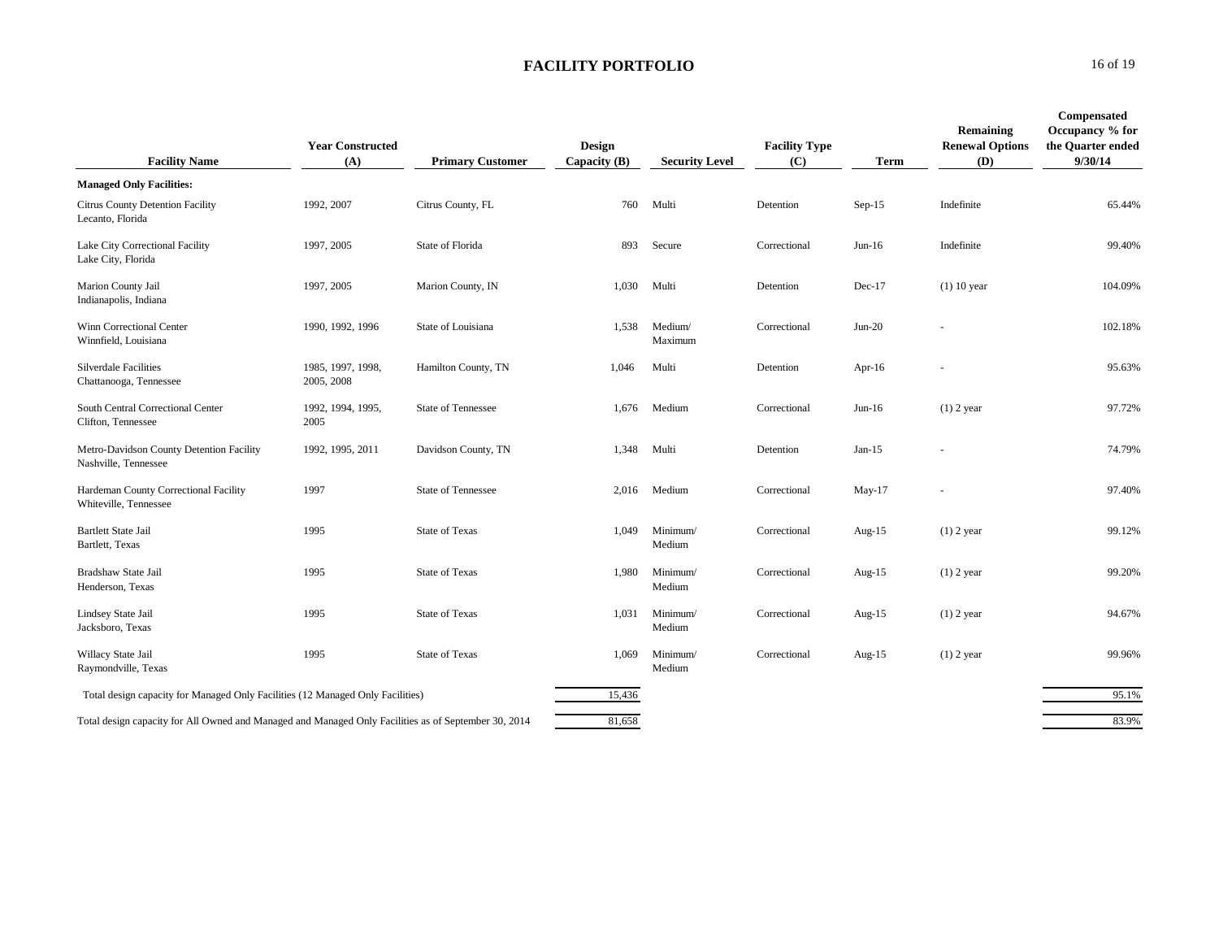## FACILITY PORTFOLIO

| Facility Name | Year Constructed (A) | Primary Customer | Design Capacity (B) | Security Level | Facility Type (C) | Term | Remaining Renewal Options (D) | Compensated Occupancy % for the Quarter ended 9/30/14 |
|---|---|---|---|---|---|---|---|---|
| **Managed Only Facilities:** | | | | | | | | |
| Citrus County Detention Facility<br>Lecanto, Florida | 1992, 2007 | Citrus County, FL | 760 | Multi | Detention | Sep-15 | Indefinite | 65.44% |
| Lake City Correctional Facility<br>Lake City, Florida | 1997, 2005 | State of Florida | 893 | Secure | Correctional | Jun-16 | Indefinite | 99.40% |
| Marion County Jail<br>Indianapolis, Indiana | 1997, 2005 | Marion County, IN | 1,030 | Multi | Detention | Dec-17 | (1) 10 year | 104.09% |
| Winn Correctional Center<br>Winnfield, Louisiana | 1990, 1992, 1996 | State of Louisiana | 1,538 | Medium/ Maximum | Correctional | Jun-20 | - | 102.18% |
| Silverdale Facilities<br>Chattanooga, Tennessee | 1985, 1997, 1998, 2005, 2008 | Hamilton County, TN | 1,046 | Multi | Detention | Apr-16 | - | 95.63% |
| South Central Correctional Center<br>Clifton, Tennessee | 1992, 1994, 1995, 2005 | State of Tennessee | 1,676 | Medium | Correctional | Jun-16 | (1) 2 year | 97.72% |
| Metro-Davidson County Detention Facility<br>Nashville, Tennessee | 1992, 1995, 2011 | Davidson County, TN | 1,348 | Multi | Detention | Jan-15 | - | 74.79% |
| Hardeman County Correctional Facility<br>Whiteville, Tennessee | 1997 | State of Tennessee | 2,016 | Medium | Correctional | May-17 | - | 97.40% |
| Bartlett State Jail<br>Bartlett, Texas | 1995 | State of Texas | 1,049 | Minimum/ Medium | Correctional | Aug-15 | (1) 2 year | 99.12% |
| Bradshaw State Jail<br>Henderson, Texas | 1995 | State of Texas | 1,980 | Minimum/ Medium | Correctional | Aug-15 | (1) 2 year | 99.20% |
| Lindsey State Jail<br>Jacksboro, Texas | 1995 | State of Texas | 1,031 | Minimum/ Medium | Correctional | Aug-15 | (1) 2 year | 94.67% |
| Willacy State Jail<br>Raymondville, Texas | 1995 | State of Texas | 1,069 | Minimum/ Medium | Correctional | Aug-15 | (1) 2 year | 99.96% |
| Total design capacity for Managed Only Facilities (12 Managed Only Facilities) | | | 15,436 | | | | | 95.1% |
| Total design capacity for All Owned and Managed and Managed Only Facilities as of September 30, 2014 | | | 81,658 | | | | | 83.9% |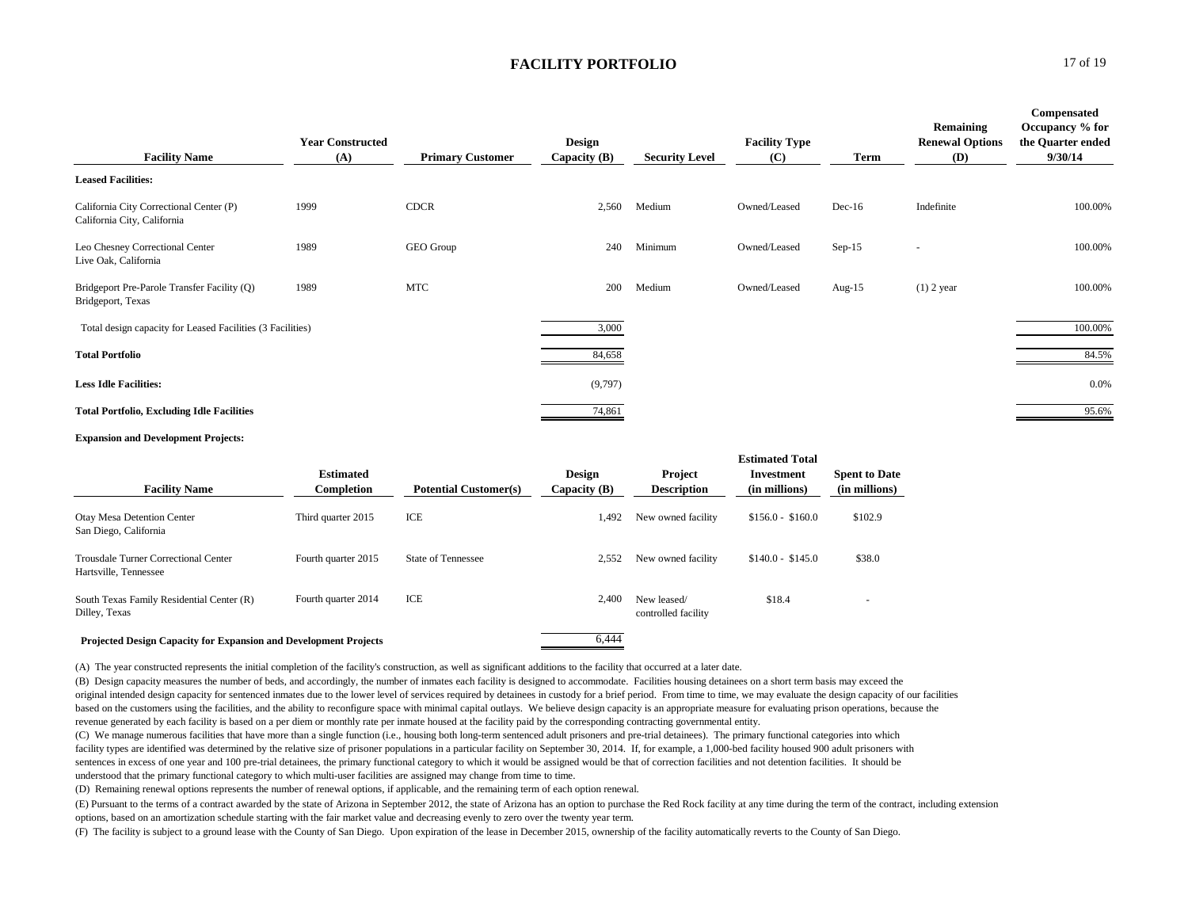## FACILITY PORTFOLIO

| Facility Name | Year Constructed (A) | Primary Customer | Design Capacity (B) | Security Level | Facility Type (C) | Term | Remaining Renewal Options (D) | Compensated Occupancy % for the Quarter ended 9/30/14 |
|---|---|---|---|---|---|---|---|---|
| **Leased Facilities:** | | | | | | | | |
| California City Correctional Center (P) California City, California | 1999 | CDCR | 2,560 | Medium | Owned/Leased | Dec-16 | Indefinite | 100.00% |
| Leo Chesney Correctional Center Live Oak, California | 1989 | GEO Group | 240 | Minimum | Owned/Leased | Sep-15 | - | 100.00% |
| Bridgeport Pre-Parole Transfer Facility (Q) Bridgeport, Texas | 1989 | MTC | 200 | Medium | Owned/Leased | Aug-15 | (1) 2 year | 100.00% |
| Total design capacity for Leased Facilities (3 Facilities) | | | 3,000 | | | | | 100.00% |
| **Total Portfolio** | | | 84,658 | | | | | 84.5% |
| **Less Idle Facilities:** | | | (9,797) | | | | | 0.0% |
| **Total Portfolio, Excluding Idle Facilities** | | | 74,861 | | | | | 95.6% |

**Expansion and Development Projects:**

| Facility Name | Estimated Completion | Potential Customer(s) | Design Capacity (B) | Project Description | Estimated Total Investment (in millions) | Spent to Date (in millions) |
|---|---|---|---|---|---|---|
| Otay Mesa Detention Center San Diego, California | Third quarter 2015 | ICE | 1,492 | New owned facility | $156.0 - $160.0 | $102.9 |
| Trousdale Turner Correctional Center Hartsville, Tennessee | Fourth quarter 2015 | State of Tennessee | 2,552 | New owned facility | $140.0 - $145.0 | $38.0 |
| South Texas Family Residential Center (R) Dilley, Texas | Fourth quarter 2014 | ICE | 2,400 | New leased/ controlled facility | $18.4 | - |
| **Projected Design Capacity for Expansion and Development Projects** | | | 6,444 | | | |

(A) The year constructed represents the initial completion of the facility's construction, as well as significant additions to the facility that occurred at a later date.

(B) Design capacity measures the number of beds, and accordingly, the number of inmates each facility is designed to accommodate. Facilities housing detainees on a short term basis may exceed the original intended design capacity for sentenced inmates due to the lower level of services required by detainees in custody for a brief period. From time to time, we may evaluate the design capacity of our facilities based on the customers using the facilities, and the ability to reconfigure space with minimal capital outlays. We believe design capacity is an appropriate measure for evaluating prison operations, because the revenue generated by each facility is based on a per diem or monthly rate per inmate housed at the facility paid by the corresponding contracting governmental entity.

(C) We manage numerous facilities that have more than a single function (i.e., housing both long-term sentenced adult prisoners and pre-trial detainees). The primary functional categories into which facility types are identified was determined by the relative size of prisoner populations in a particular facility on September 30, 2014. If, for example, a 1,000-bed facility housed 900 adult prisoners with sentences in excess of one year and 100 pre-trial detainees, the primary functional category to which it would be assigned would be that of correction facilities and not detention facilities. It should be understood that the primary functional category to which multi-user facilities are assigned may change from time to time.

(D) Remaining renewal options represents the number of renewal options, if applicable, and the remaining term of each option renewal.

(E) Pursuant to the terms of a contract awarded by the state of Arizona in September 2012, the state of Arizona has an option to purchase the Red Rock facility at any time during the term of the contract, including extension options, based on an amortization schedule starting with the fair market value and decreasing evenly to zero over the twenty year term.

(F) The facility is subject to a ground lease with the County of San Diego. Upon expiration of the lease in December 2015, ownership of the facility automatically reverts to the County of San Diego.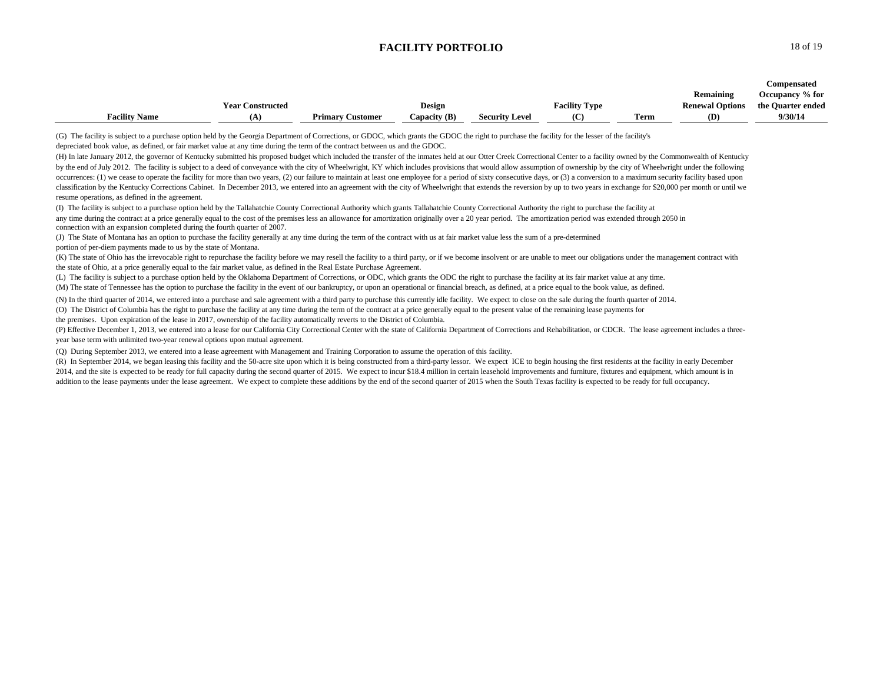# FACILITY PORTFOLIO

| Facility Name | Year Constructed (A) | Primary Customer | Design Capacity (B) | Security Level | Facility Type (C) | Term | Remaining Renewal Options (D) | Compensated Occupancy % for the Quarter ended 9/30/14 |
|---|---|---|---|---|---|---|---|---|

(G) The facility is subject to a purchase option held by the Georgia Department of Corrections, or GDOC, which grants the GDOC the right to purchase the facility for the lesser of the facility's depreciated book value, as defined, or fair market value at any time during the term of the contract between us and the GDOC.

(H) In late January 2012, the governor of Kentucky submitted his proposed budget which included the transfer of the inmates held at our Otter Creek Correctional Center to a facility owned by the Commonwealth of Kentucky by the end of July 2012. The facility is subject to a deed of conveyance with the city of Wheelwright, KY which includes provisions that would allow assumption of ownership by the city of Wheelwright under the following occurrences: (1) we cease to operate the facility for more than two years, (2) our failure to maintain at least one employee for a period of sixty consecutive days, or (3) a conversion to a maximum security facility based upon classification by the Kentucky Corrections Cabinet. In December 2013, we entered into an agreement with the city of Wheelwright that extends the reversion by up to two years in exchange for $20,000 per month or until we resume operations, as defined in the agreement.

(I) The facility is subject to a purchase option held by the Tallahatchie County Correctional Authority which grants Tallahatchie County Correctional Authority the right to purchase the facility at any time during the contract at a price generally equal to the cost of the premises less an allowance for amortization originally over a 20 year period. The amortization period was extended through 2050 in connection with an expansion completed during the fourth quarter of 2007.

(J) The State of Montana has an option to purchase the facility generally at any time during the term of the contract with us at fair market value less the sum of a pre-determined portion of per-diem payments made to us by the state of Montana.

(K) The state of Ohio has the irrevocable right to repurchase the facility before we may resell the facility to a third party, or if we become insolvent or are unable to meet our obligations under the management contract with the state of Ohio, at a price generally equal to the fair market value, as defined in the Real Estate Purchase Agreement.

(L) The facility is subject to a purchase option held by the Oklahoma Department of Corrections, or ODC, which grants the ODC the right to purchase the facility at its fair market value at any time.

(M) The state of Tennessee has the option to purchase the facility in the event of our bankruptcy, or upon an operational or financial breach, as defined, at a price equal to the book value, as defined.

(N) In the third quarter of 2014, we entered into a purchase and sale agreement with a third party to purchase this currently idle facility. We expect to close on the sale during the fourth quarter of 2014.

(O) The District of Columbia has the right to purchase the facility at any time during the term of the contract at a price generally equal to the present value of the remaining lease payments for the premises. Upon expiration of the lease in 2017, ownership of the facility automatically reverts to the District of Columbia.

(P) Effective December 1, 2013, we entered into a lease for our California City Correctional Center with the state of California Department of Corrections and Rehabilitation, or CDCR. The lease agreement includes a three-year base term with unlimited two-year renewal options upon mutual agreement.

(Q) During September 2013, we entered into a lease agreement with Management and Training Corporation to assume the operation of this facility.

(R) In September 2014, we began leasing this facility and the 50-acre site upon which it is being constructed from a third-party lessor. We expect ICE to begin housing the first residents at the facility in early December 2014, and the site is expected to be ready for full capacity during the second quarter of 2015. We expect to incur $18.4 million in certain leasehold improvements and furniture, fixtures and equipment, which amount is in addition to the lease payments under the lease agreement. We expect to complete these additions by the end of the second quarter of 2015 when the South Texas facility is expected to be ready for full occupancy.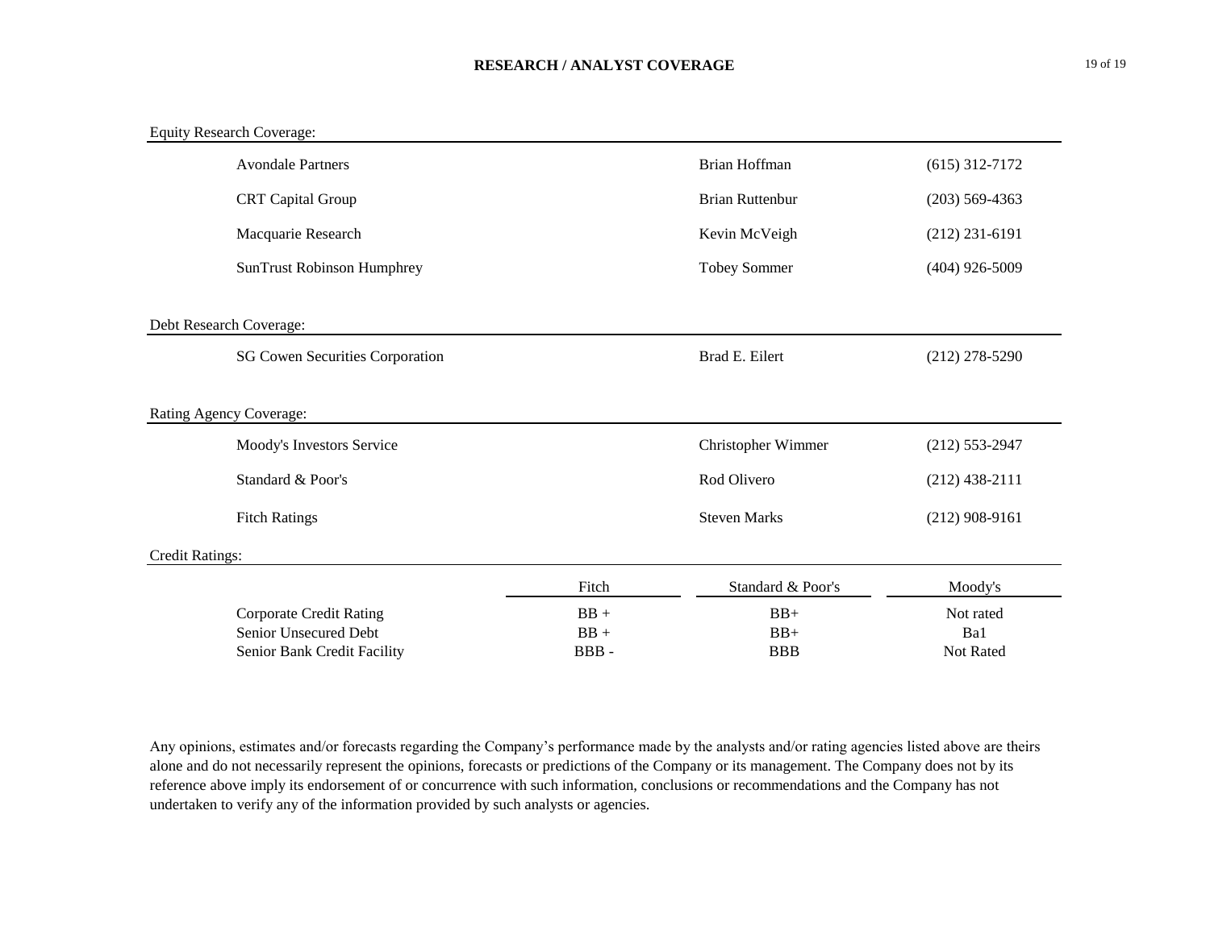# RESEARCH / ANALYST COVERAGE

Equity Research Coverage:

| | | |
|---|---|---|
| Avondale Partners | Brian Hoffman | (615) 312-7172 |
| CRT Capital Group | Brian Ruttenbur | (203) 569-4363 |
| Macquarie Research | Kevin McVeigh | (212) 231-6191 |
| SunTrust Robinson Humphrey | Tobey Sommer | (404) 926-5009 |

Debt Research Coverage:

| | | |
|---|---|---|
| SG Cowen Securities Corporation | Brad E. Eilert | (212) 278-5290 |

Rating Agency Coverage:

| | | |
|---|---|---|
| Moody's Investors Service | Christopher Wimmer | (212) 553-2947 |
| Standard & Poor's | Rod Olivero | (212) 438-2111 |
| Fitch Ratings | Steven Marks | (212) 908-9161 |

Credit Ratings:

| | Fitch | Standard & Poor's | Moody's |
|---|---|---|---|
| Corporate Credit Rating | BB + | BB+ | Not rated |
| Senior Unsecured Debt | BB + | BB+ | Ba1 |
| Senior Bank Credit Facility | BBB - | BBB | Not Rated |

Any opinions, estimates and/or forecasts regarding the Company's performance made by the analysts and/or rating agencies listed above are theirs alone and do not necessarily represent the opinions, forecasts or predictions of the Company or its management. The Company does not by its reference above imply its endorsement of or concurrence with such information, conclusions or recommendations and the Company has not undertaken to verify any of the information provided by such analysts or agencies.